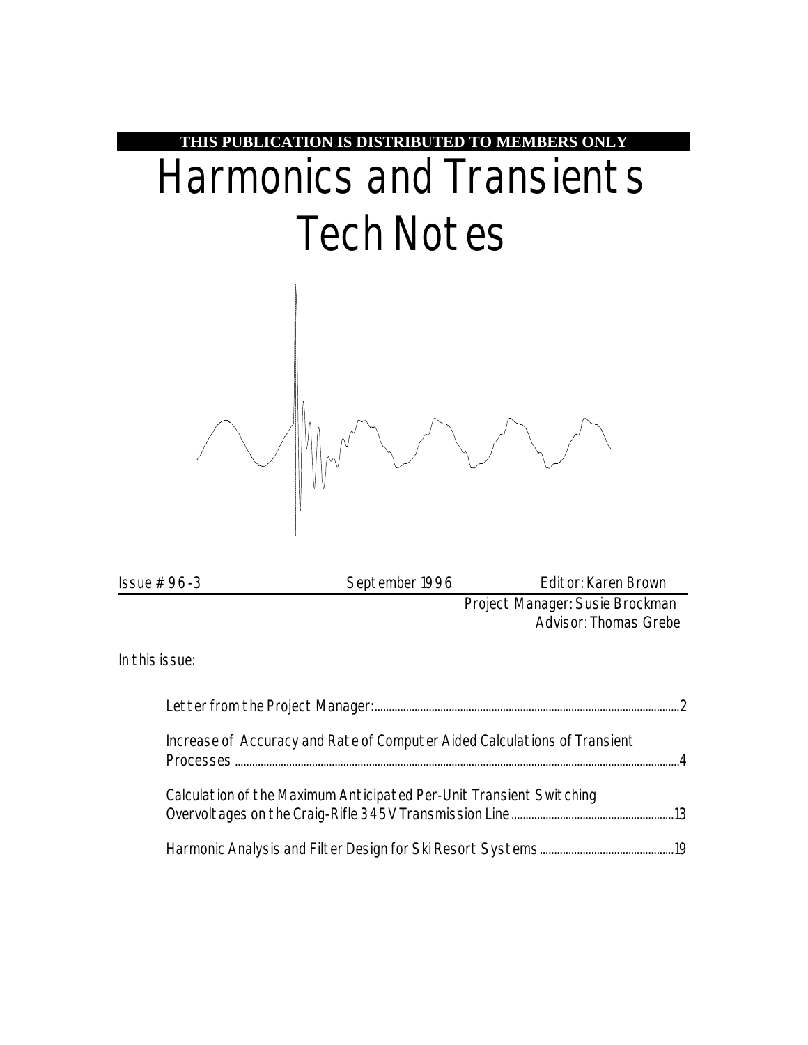**THIS PUBLICATION IS DISTRIBUTED TO MEMBERS ONLY**

# Harmonics and Transients Tech Notes

Issue # 96-3 September 1996 Editor: Karen Brown

Project Manager: Susie Brockman

Advisor: Thomas Grebe

In this issue:

- Letter from the Project Manager: ... 2
- Increase of Accuracy and Rate of Computer Aided Calculations of Transient Processes ... 4
- Calculation of the Maximum Anticipated Per-Unit Transient Switching Overvoltages on the Craig-Rifle 345 V Transmission Line ... 13
- Harmonic Analysis and Filter Design for Ski Resort Systems ... 19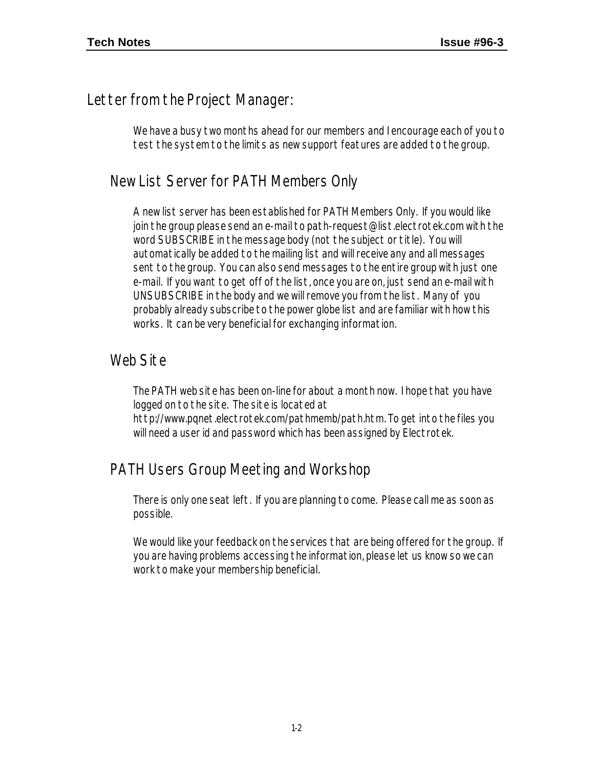## Letter from the Project Manager:

We have a busy two months ahead for our members and I encourage each of you to test the system to the limits as new support features are added to the group.

### New List Server for PATH Members Only

A new list server has been established for PATH Members Only. If you would like join the group please send an e-mail to path-request@list.electrotek.com with the word SUBSCRIBE in the message body (not the subject or title). You will automatically be added to the mailing list and will receive any and all messages sent to the group. You can also send messages to the entire group with just one e-mail. If you want to get off of the list, once you are on, just send an e-mail with UNSUBSCRIBE in the body and we will remove you from the list. Many of you probably already subscribe to the power globe list and are familiar with how this works. It can be very beneficial for exchanging information.

### Web Site

The PATH web site has been on-line for about a month now. I hope that you have logged on to the site. The site is located at http://www.pqnet.electrotek.com/pathmemb/path.htm. To get into the files you will need a user id and password which has been assigned by Electrotek.

### PATH Users Group Meeting and Workshop

There is only one seat left. If you are planning to come. Please call me as soon as possible.

We would like your feedback on the services that are being offered for the group. If you are having problems accessing the information, please let us know so we can work to make your membership beneficial.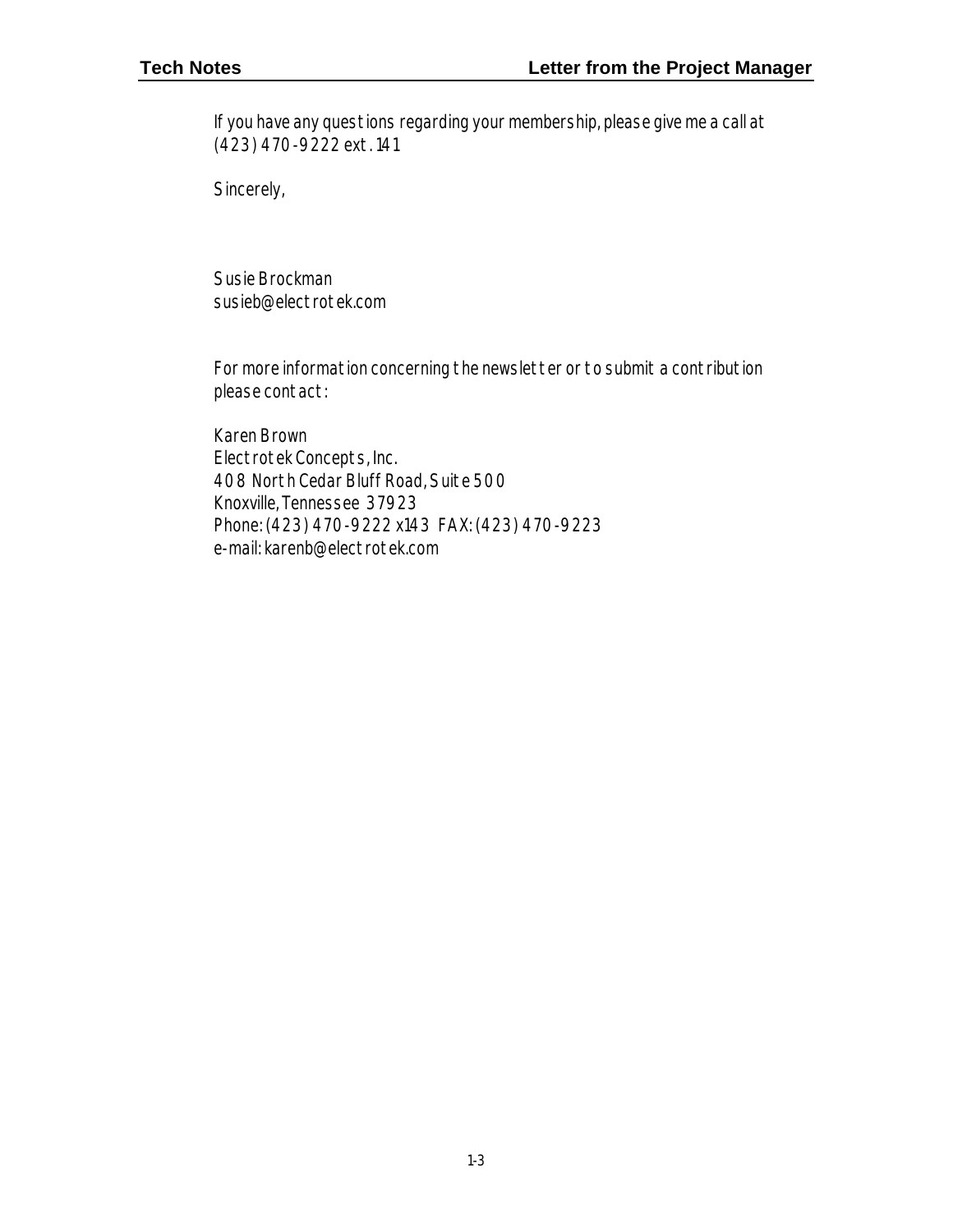If you have any questions regarding your membership, please give me a call at (423) 470-9222 ext. 141

Sincerely,

Susie Brockman
susieb@electrotek.com

For more information concerning the newsletter or to submit a contribution please contact:

Karen Brown
Electrotek Concepts, Inc.
408 North Cedar Bluff Road, Suite 500
Knoxville, Tennessee 37923
Phone: (423) 470-9222 x143 FAX: (423) 470-9223
e-mail: karenb@electrotek.com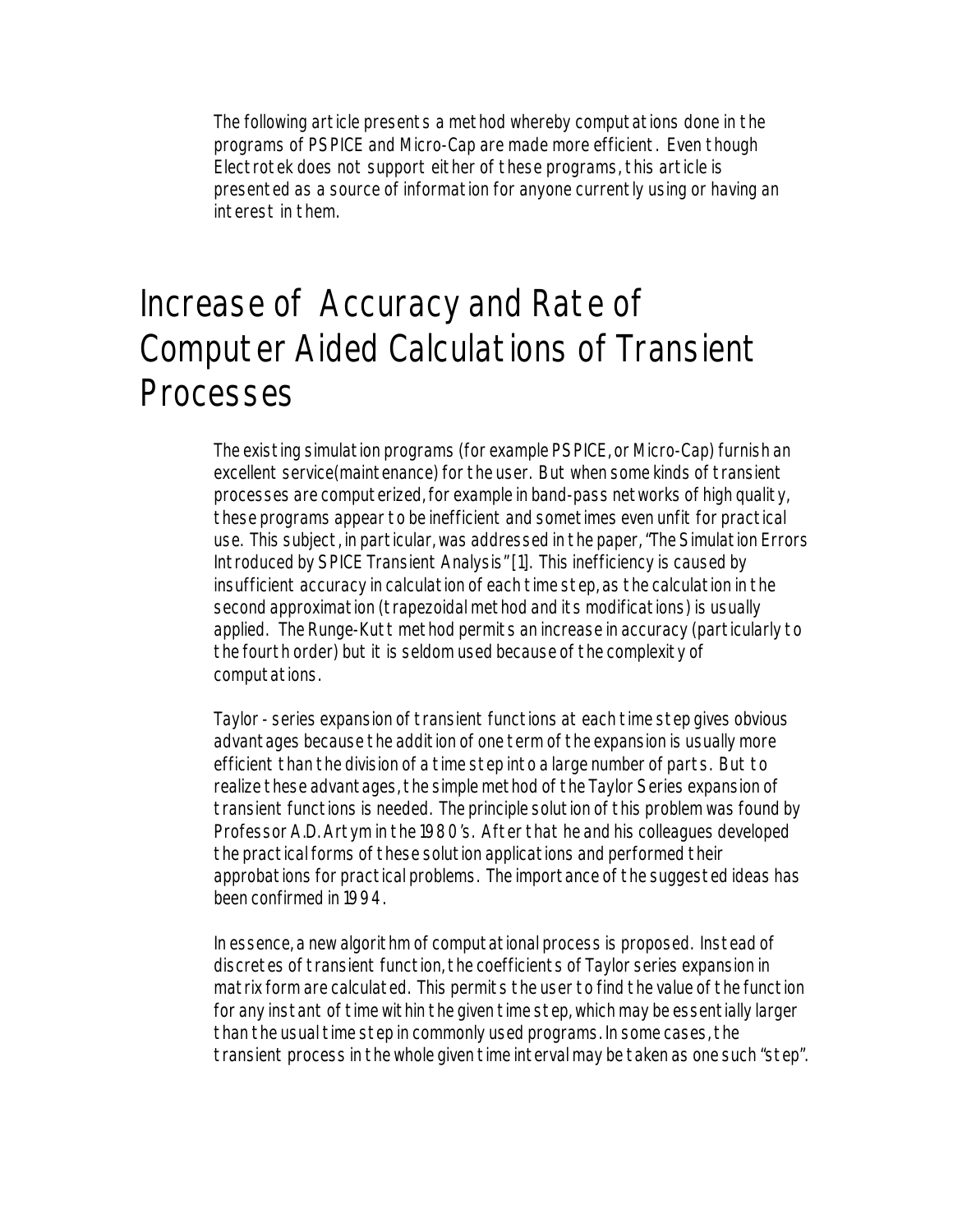The following article presents a method whereby computations done in the programs of PSPICE and Micro-Cap are made more efficient. Even though Electrotek does not support either of these programs, this article is presented as a source of information for anyone currently using or having an interest in them.

# Increase of Accuracy and Rate of Computer Aided Calculations of Transient Processes

The existing simulation programs (for example PSPICE, or Micro-Cap) furnish an excellent service(maintenance) for the user. But when some kinds of transient processes are computerized, for example in band-pass networks of high quality, these programs appear to be inefficient and sometimes even unfit for practical use. This subject, in particular, was addressed in the paper, "The Simulation Errors Introduced by SPICE Transient Analysis" [1]. This inefficiency is caused by insufficient accuracy in calculation of each time step, as the calculation in the second approximation (trapezoidal method and its modifications) is usually applied. The Runge-Kutt method permits an increase in accuracy (particularly to the fourth order) but it is seldom used because of the complexity of computations.

Taylor - series expansion of transient functions at each time step gives obvious advantages because the addition of one term of the expansion is usually more efficient than the division of a time step into a large number of parts. But to realize these advantages, the simple method of the Taylor Series expansion of transient functions is needed. The principle solution of this problem was found by Professor A.D. Artym in the 1980's. After that he and his colleagues developed the practical forms of these solution applications and performed their approbations for practical problems. The importance of the suggested ideas has been confirmed in 1994.

In essence, a new algorithm of computational process is proposed. Instead of discretes of transient function, the coefficients of Taylor series expansion in matrix form are calculated. This permits the user to find the value of the function for any instant of time within the given time step, which may be essentially larger than the usual time step in commonly used programs. In some cases, the transient process in the whole given time interval may be taken as one such "step".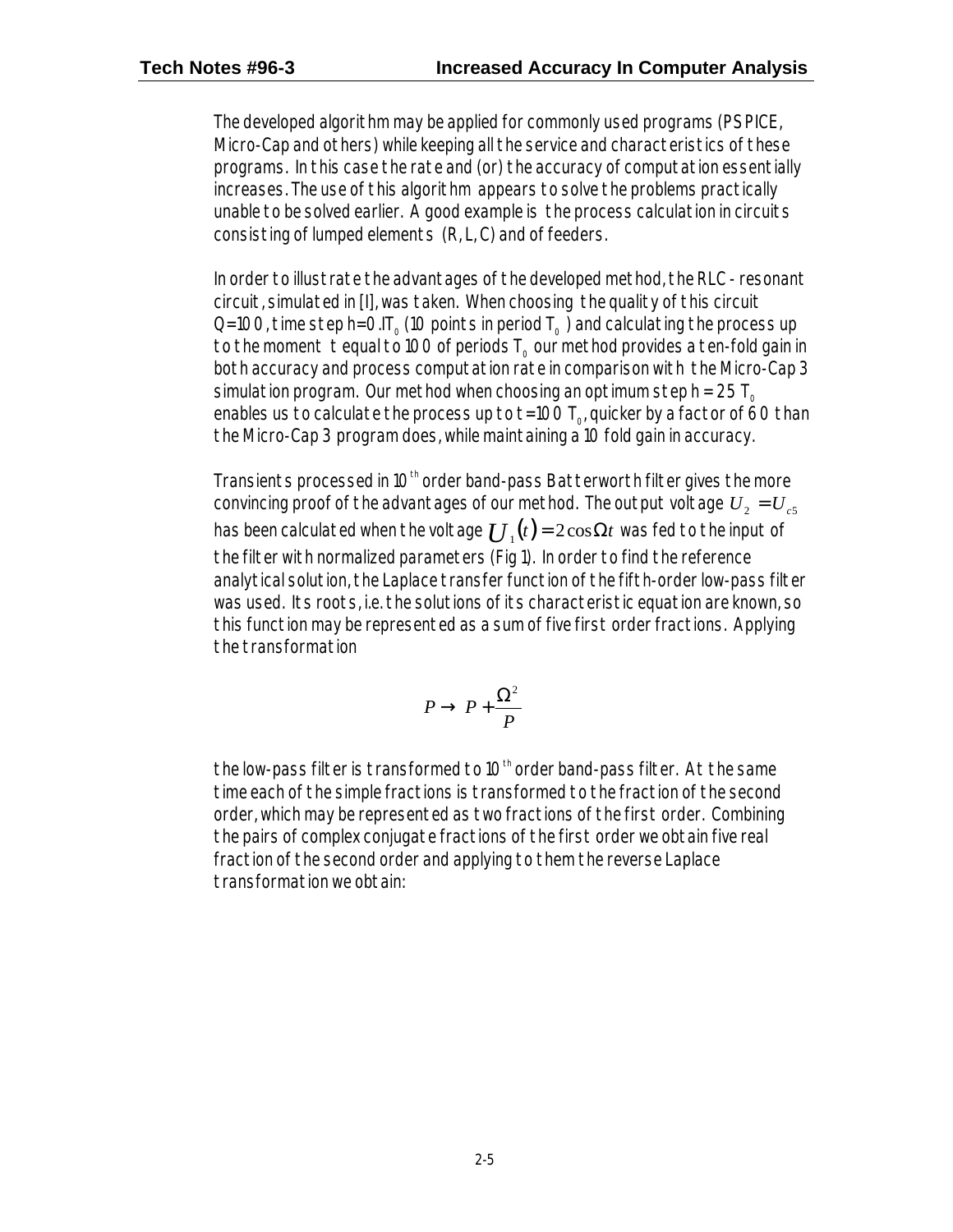The developed algorithm may be applied for commonly used programs (PSPICE, Micro-Cap and others) while keeping all the service and characteristics of these programs. In this case the rate and (or) the accuracy of computation essentially increases. The use of this algorithm appears to solve the problems practically unable to be solved earlier. A good example is the process calculation in circuits consisting of lumped elements (R, L, C) and of feeders.

In order to illustrate the advantages of the developed method, the RLC - resonant circuit, simulated in [I], was taken. When choosing the quality of this circuit Q=100, time step h=0.lT$_0$ (10 points in period T$_0$) and calculating the process up to the moment t equal to 100 of periods T$_0$ our method provides a ten-fold gain in both accuracy and process computation rate in comparison with the Micro-Cap 3 simulation program. Our method when choosing an optimum step h = 25 T$_0$ enables us to calculate the process up to t=100 T$_0$, quicker by a factor of 60 than the Micro-Cap 3 program does, while maintaining a 10 fold gain in accuracy.

Transients processed in 10$^{th}$ order band-pass Batterworth filter gives the more convincing proof of the advantages of our method. The output voltage $U_2 = U_{c5}$ has been calculated when the voltage $U_1(t) = 2\cos\Omega t$ was fed to the input of the filter with normalized parameters (Fig 1). In order to find the reference analytical solution, the Laplace transfer function of the fifth-order low-pass filter was used. Its roots, i.e. the solutions of its characteristic equation are known, so this function may be represented as a sum of five first order fractions. Applying the transformation

$$P \rightarrow P + \frac{\Omega^2}{P}$$

the low-pass filter is transformed to 10$^{th}$ order band-pass filter. At the same time each of the simple fractions is transformed to the fraction of the second order, which may be represented as two fractions of the first order. Combining the pairs of complex conjugate fractions of the first order we obtain five real fraction of the second order and applying to them the reverse Laplace transformation we obtain: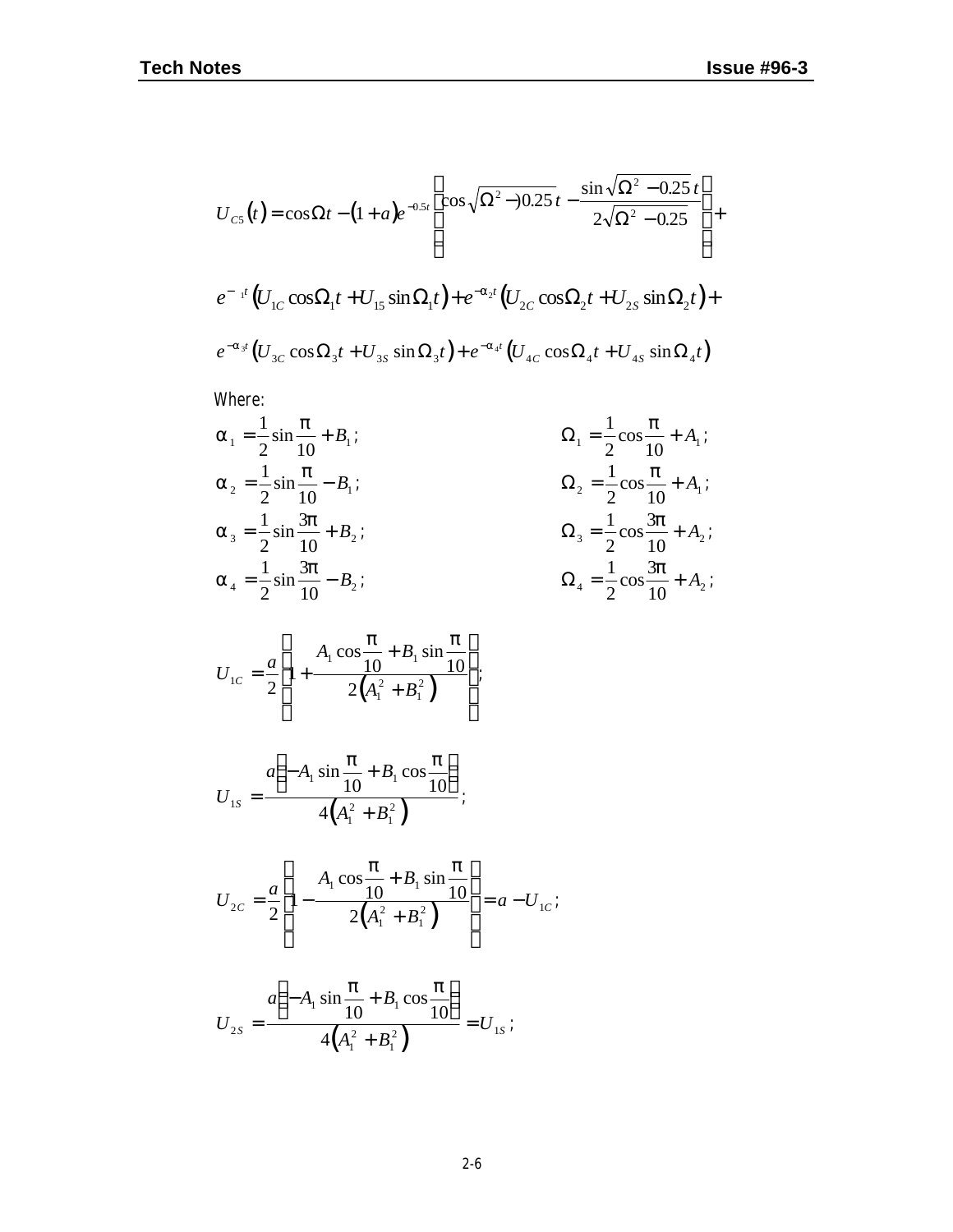$$U_{C5}(t) = \cos\Omega t - (1+a)e^{-0.5t}\left(\cos\sqrt{\Omega^2 - )0.25}\,t - \frac{\sin\sqrt{\Omega^2 - 0.25}\,t}{2\sqrt{\Omega^2 - 0.25}}\right) +$$

$$e^{-\ _1 t}\left(U_{1C}\cos\Omega_1 t + U_{15}\sin\Omega_1 t\right) + e^{-\alpha_2 t}\left(U_{2C}\cos\Omega_2 t + U_{2S}\sin\Omega_2 t\right) +$$

$$e^{-\alpha_3 t}\left(U_{3C}\cos\Omega_3 t + U_{3S}\sin\Omega_3 t\right) + e^{-\alpha_4 t}\left(U_{4C}\cos\Omega_4 t + U_{4S}\sin\Omega_4 t\right)$$

Where:

$$\alpha_1 = \frac{1}{2}\sin\frac{\pi}{10} + B_1; \qquad \Omega_1 = \frac{1}{2}\cos\frac{\pi}{10} + A_1;$$

$$\alpha_2 = \frac{1}{2}\sin\frac{\pi}{10} - B_1; \qquad \Omega_2 = \frac{1}{2}\cos\frac{\pi}{10} + A_1;$$

$$\alpha_3 = \frac{1}{2}\sin\frac{3\pi}{10} + B_2; \qquad \Omega_3 = \frac{1}{2}\cos\frac{3\pi}{10} + A_2;$$

$$\alpha_4 = \frac{1}{2}\sin\frac{3\pi}{10} - B_2; \qquad \Omega_4 = \frac{1}{2}\cos\frac{3\pi}{10} + A_2;$$

$$U_{1C} = \frac{a}{2}\left(1 + \frac{A_1\cos\frac{\pi}{10} + B_1\sin\frac{\pi}{10}}{2\left(A_1^2 + B_1^2\right)}\right);$$

$$U_{1S} = \frac{a\left(-A_1\sin\frac{\pi}{10} + B_1\cos\frac{\pi}{10}\right)}{4\left(A_1^2 + B_1^2\right)};$$

$$U_{2C} = \frac{a}{2}\left(1 - \frac{A_1\cos\frac{\pi}{10} + B_1\sin\frac{\pi}{10}}{2\left(A_1^2 + B_1^2\right)}\right) = a - U_{1C};$$

$$U_{2S} = \frac{a\left(-A_1\sin\frac{\pi}{10} + B_1\cos\frac{\pi}{10}\right)}{4\left(A_1^2 + B_1^2\right)} = U_{1S};$$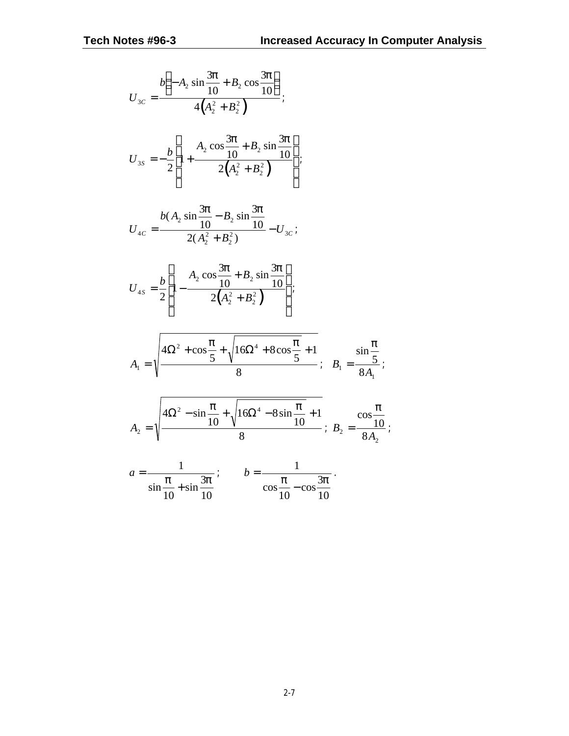$$U_{3C} = \frac{b\left(-A_2 \sin\frac{3\pi}{10} + B_2 \cos\frac{3\pi}{10}\right)}{4\left(A_2^2 + B_2^2\right)};$$

$$U_{3S} = -\frac{b}{2}\left(1 + \frac{A_2 \cos\frac{3\pi}{10} + B_2 \sin\frac{3\pi}{10}}{2\left(A_2^2 + B_2^2\right)}\right);$$

$$U_{4C} = \frac{b(A_2 \sin\frac{3\pi}{10} - B_2 \sin\frac{3\pi}{10}}{2(A_2^2 + B_2^2)} - U_{3C};$$

$$U_{4S} = \frac{b}{2}\left(1 - \frac{A_2 \cos\frac{3\pi}{10} + B_2 \sin\frac{3\pi}{10}}{2\left(A_2^2 + B_2^2\right)}\right);$$

$$A_1 = \sqrt{\frac{4\Omega^2 + \cos\frac{\pi}{5} + \sqrt{16\Omega^4 + 8\cos\frac{\pi}{5} + 1}}{8}}; \quad B_1 = \frac{\sin\frac{\pi}{5}}{8A_1};$$

$$A_2 = \sqrt{\frac{4\Omega^2 - \sin\frac{\pi}{10} + \sqrt{16\Omega^4 - 8\sin\frac{\pi}{10} + 1}}{8}}; \quad B_2 = \frac{\cos\frac{\pi}{10}}{8A_2};$$

$$a = \frac{1}{\sin\frac{\pi}{10} + \sin\frac{3\pi}{10}}; \qquad b = \frac{1}{\cos\frac{\pi}{10} - \cos\frac{3\pi}{10}}.$$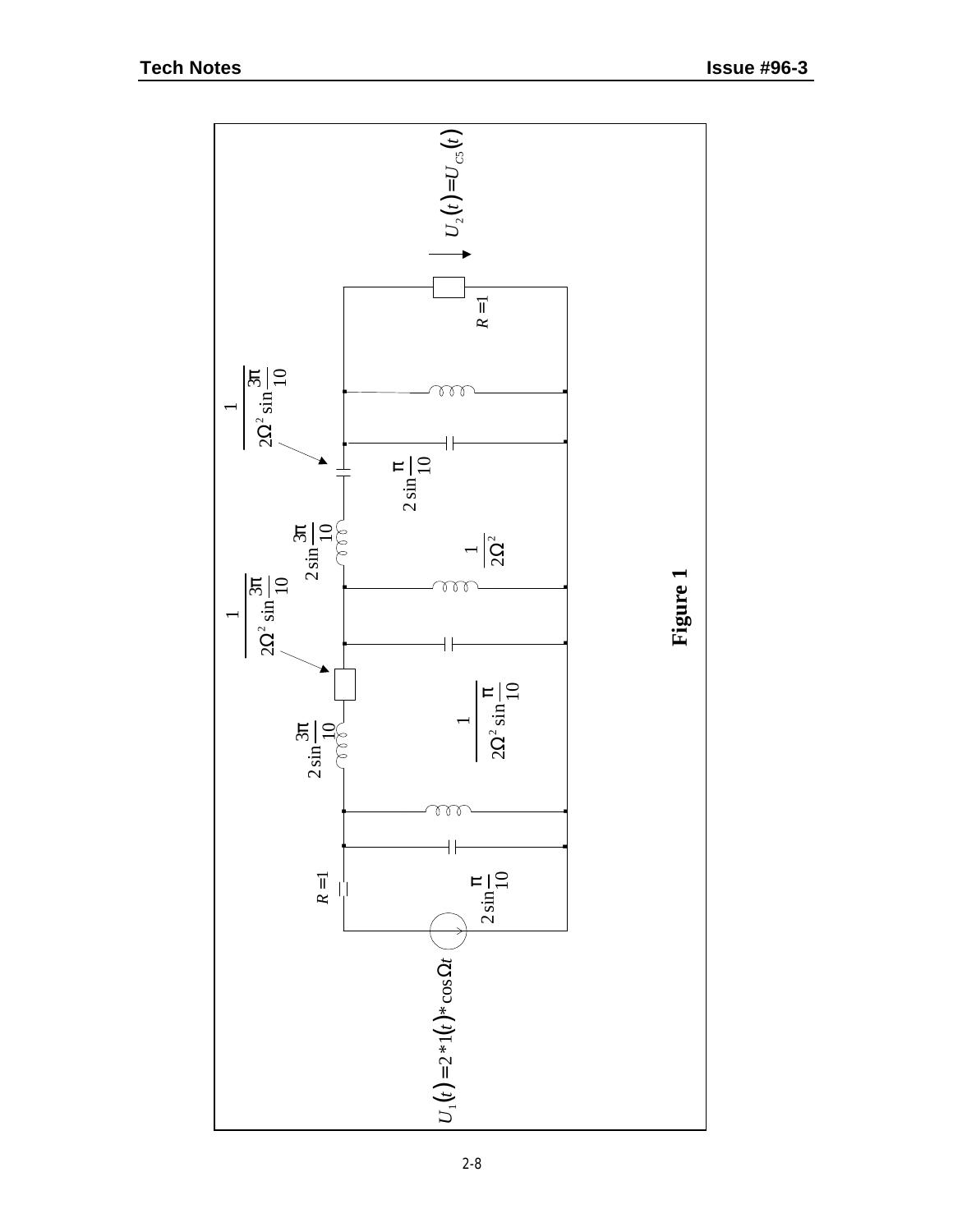$U_1(t) = 2*1(t)*\cos\Omega t$

$R = 1$

$2\sin\frac{\pi}{10}$

$2\sin\frac{3\pi}{10}$

$\frac{1}{2\Omega^2 \sin\frac{\pi}{10}}$

$\frac{1}{2\Omega^2 \sin\frac{3\pi}{10}}$

$2\sin\frac{3\pi}{10}$

$\frac{1}{2\Omega^2}$

$\frac{1}{2\Omega^2 \sin\frac{3\pi}{10}}$

$2\sin\frac{\pi}{10}$

$R = 1$

$U_2(t) = U_{C5}(t)$

**Figure 1**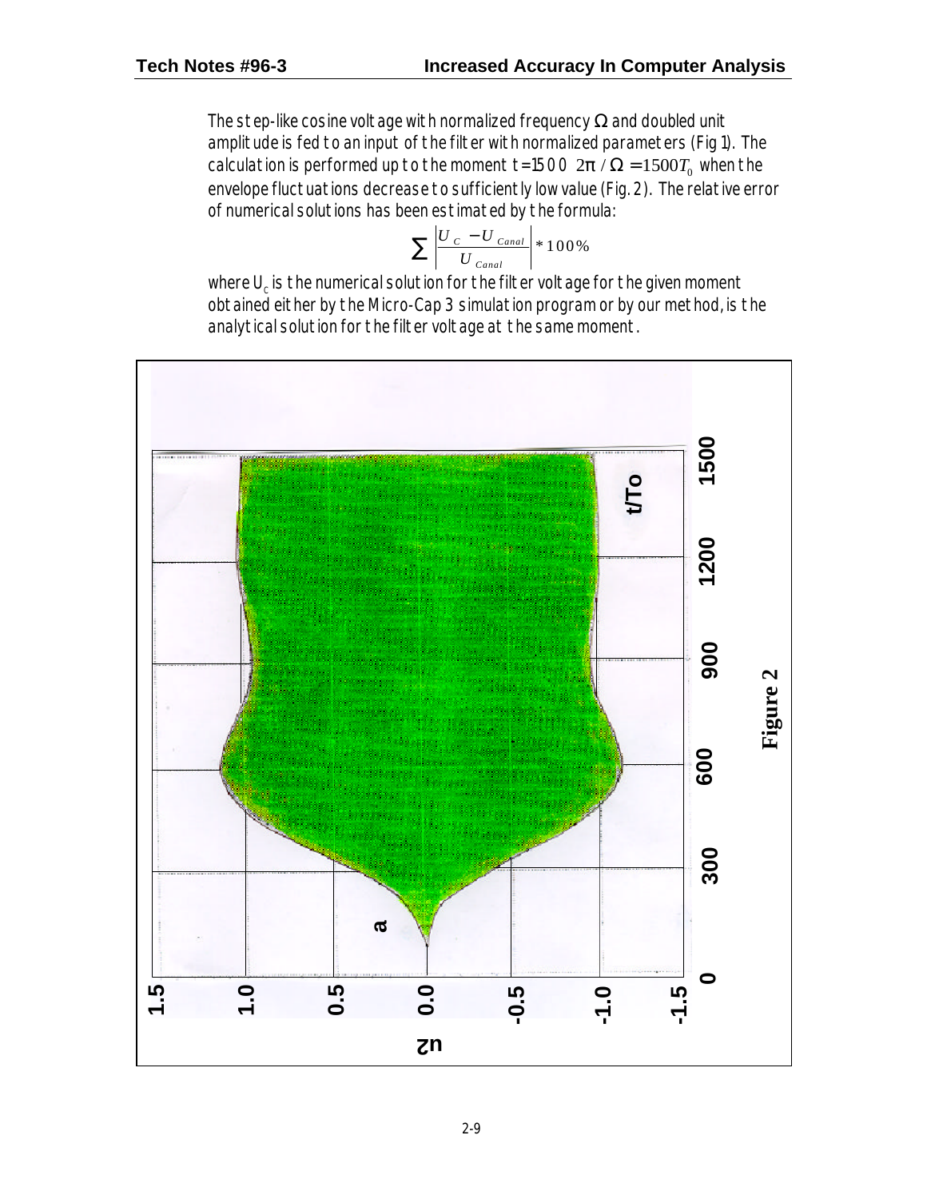The step-like cosine voltage with normalized frequency $\Omega$ and doubled unit amplitude is fed to an input of the filter with normalized parameters (Fig 1). The calculation is performed up to the moment $t=1500 \cdot 2\pi/\Omega = 1500T_0$ when the envelope fluctuations decrease to sufficiently low value (Fig. 2). The relative error of numerical solutions has been estimated by the formula:

$$\sum \left| \frac{U_C - U_{Canal}}{U_{Canal}} \right| * 100\%$$

where $U_C$ is the numerical solution for the filter voltage for the given moment obtained either by the Micro-Cap 3 simulation program or by our method, is the analytical solution for the filter voltage at the same moment.

Figure 2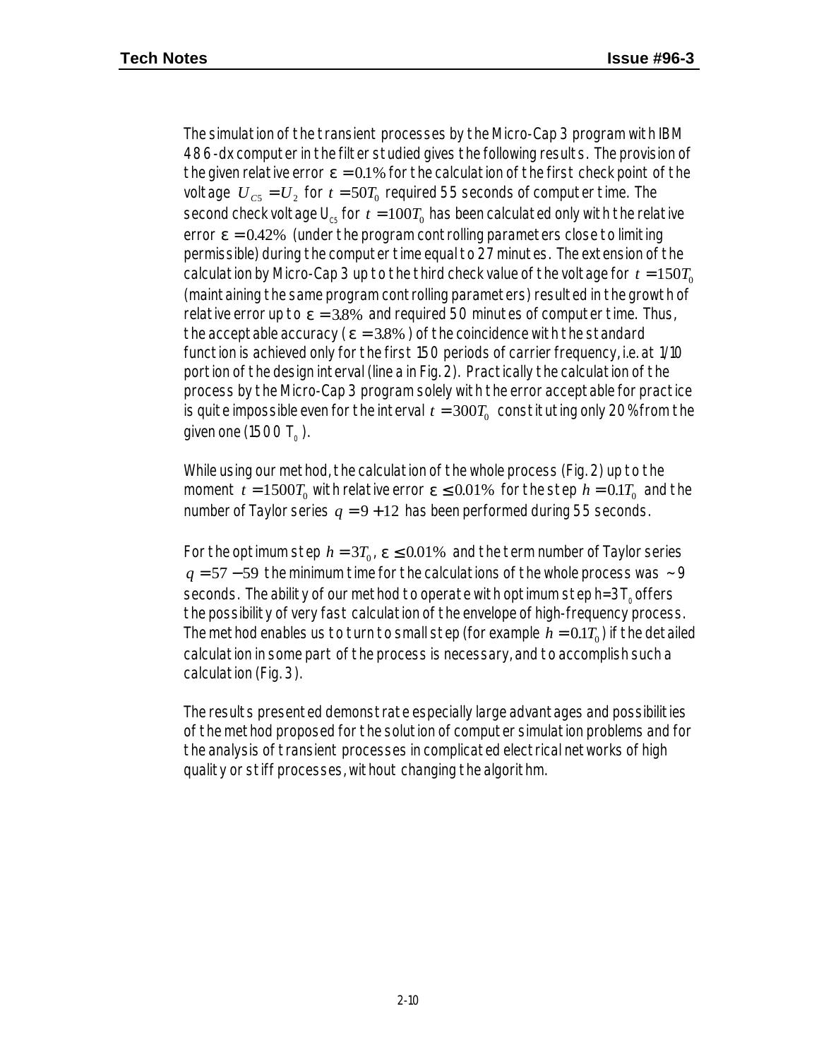The simulation of the transient processes by the Micro-Cap 3 program with IBM 486-dx computer in the filter studied gives the following results. The provision of the given relative error $\varepsilon = 0.1\%$ for the calculation of the first check point of the voltage $U_{C5} = U_2$ for $t = 50T_0$ required 55 seconds of computer time. The second check voltage $U_{C5}$ for $t = 100T_0$ has been calculated only with the relative error $\varepsilon = 0.42\%$ (under the program controlling parameters close to limiting permissible) during the computer time equal to 27 minutes. The extension of the calculation by Micro-Cap 3 up to the third check value of the voltage for $t = 150T_0$ (maintaining the same program controlling parameters) resulted in the growth of relative error up to $\varepsilon = 3.8\%$ and required 50 minutes of computer time. Thus, the acceptable accuracy ($\varepsilon = 3.8\%$) of the coincidence with the standard function is achieved only for the first 150 periods of carrier frequency, i.e. at 1/10 portion of the design interval (line a in Fig. 2). Practically the calculation of the process by the Micro-Cap 3 program solely with the error acceptable for practice is quite impossible even for the interval $t = 300T_0$ constituting only 20% from the given one (1500 $T_0$).

While using our method, the calculation of the whole process (Fig. 2) up to the moment $t = 1500T_0$ with relative error $\varepsilon \le 0.01\%$ for the step $h = 0.1T_0$ and the number of Taylor series $q = 9 + 12$ has been performed during 55 seconds.

For the optimum step $h = 3T_0$, $\varepsilon \le 0.01\%$ and the term number of Taylor series $q = 57 - 59$ the minimum time for the calculations of the whole process was ~9 seconds. The ability of our method to operate with optimum step $h=3T_0$ offers the possibility of very fast calculation of the envelope of high-frequency process. The method enables us to turn to small step (for example $h = 0.1T_0$) if the detailed calculation in some part of the process is necessary, and to accomplish such a calculation (Fig. 3).

The results presented demonstrate especially large advantages and possibilities of the method proposed for the solution of computer simulation problems and for the analysis of transient processes in complicated electrical networks of high quality or stiff processes, without changing the algorithm.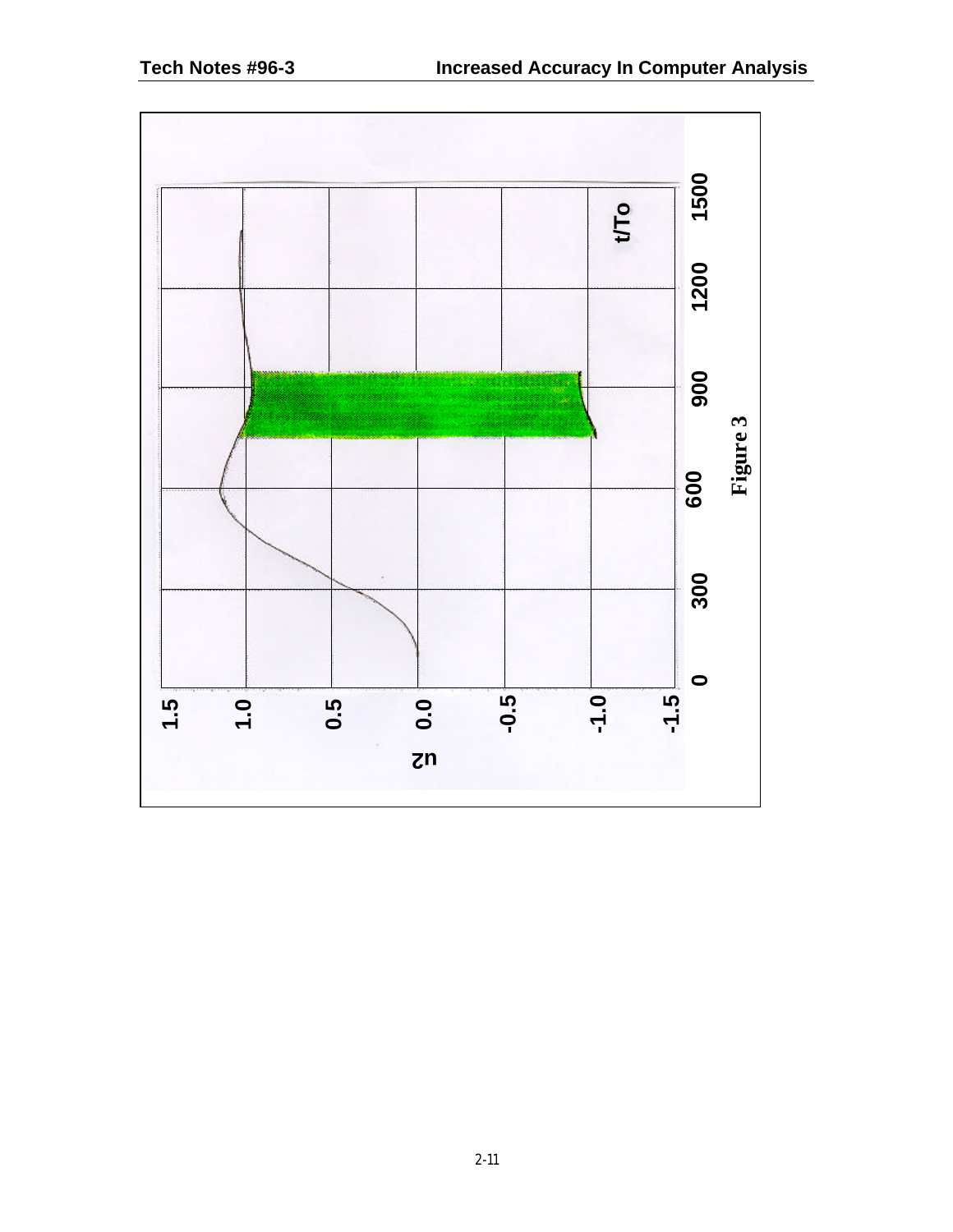Figure 3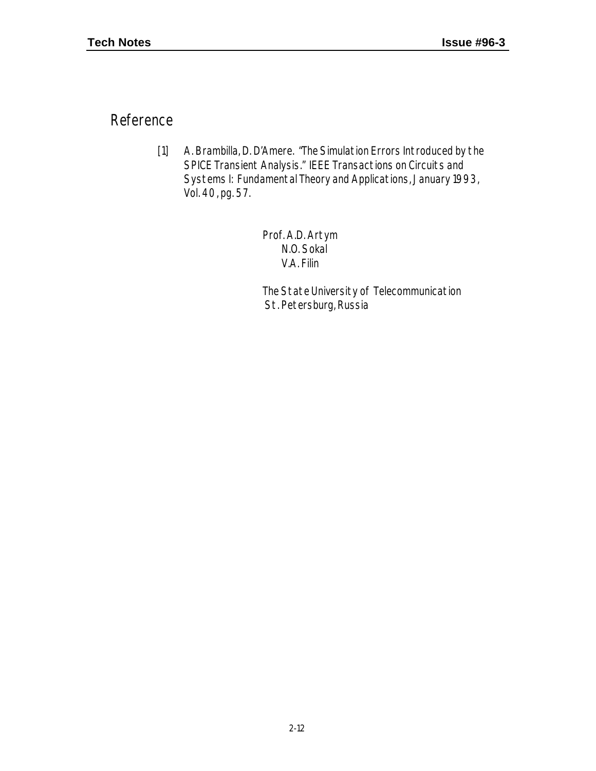## Reference

[1] A. Brambilla, D. D'Amere. "The Simulation Errors Introduced by the SPICE Transient Analysis." IEEE Transactions on Circuits and Systems I: Fundamental Theory and Applications, January 1993, Vol. 40, pg. 57.

Prof. A.D. Artym
N.O. Sokal
V.A. Filin

The State University of Telecommunication
St. Petersburg, Russia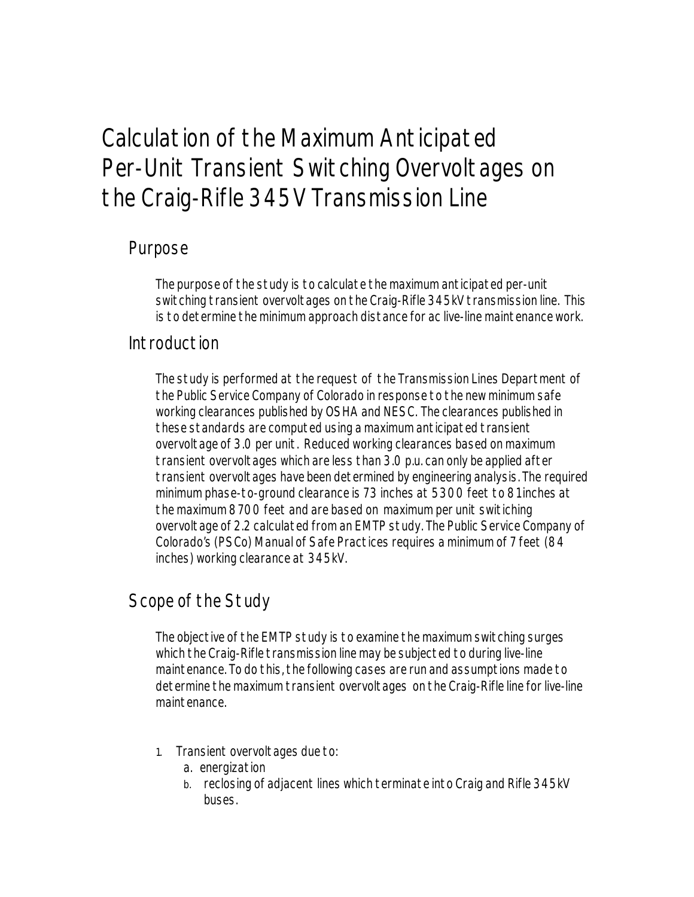# Calculation of the Maximum Anticipated Per-Unit Transient Switching Overvoltages on the Craig-Rifle 345V Transmission Line

## Purpose

The purpose of the study is to calculate the maximum anticipated per-unit switching transient overvoltages on the Craig-Rifle 345 kV transmission line. This is to determine the minimum approach distance for ac live-line maintenance work.

## Introduction

The study is performed at the request of the Transmission Lines Department of the Public Service Company of Colorado in response to the new minimum safe working clearances published by OSHA and NESC. The clearances published in these standards are computed using a maximum anticipated transient overvoltage of 3.0 per unit. Reduced working clearances based on maximum transient overvoltages which are less than 3.0 p.u. can only be applied after transient overvoltages have been determined by engineering analysis. The required minimum phase-to-ground clearance is 73 inches at 5300 feet to 81 inches at the maximum 8700 feet and are based on maximum per unit switching overvoltage of 2.2 calculated from an EMTP study. The Public Service Company of Colorado's (PSCo) Manual of Safe Practices requires a minimum of 7 feet (84 inches) working clearance at 345 kV.

## Scope of the Study

The objective of the EMTP study is to examine the maximum switching surges which the Craig-Rifle transmission line may be subjected to during live-line maintenance. To do this, the following cases are run and assumptions made to determine the maximum transient overvoltages on the Craig-Rifle line for live-line maintenance.

1. Transient overvoltages due to:
   a. energization
   b. reclosing of adjacent lines which terminate into Craig and Rifle 345 kV buses.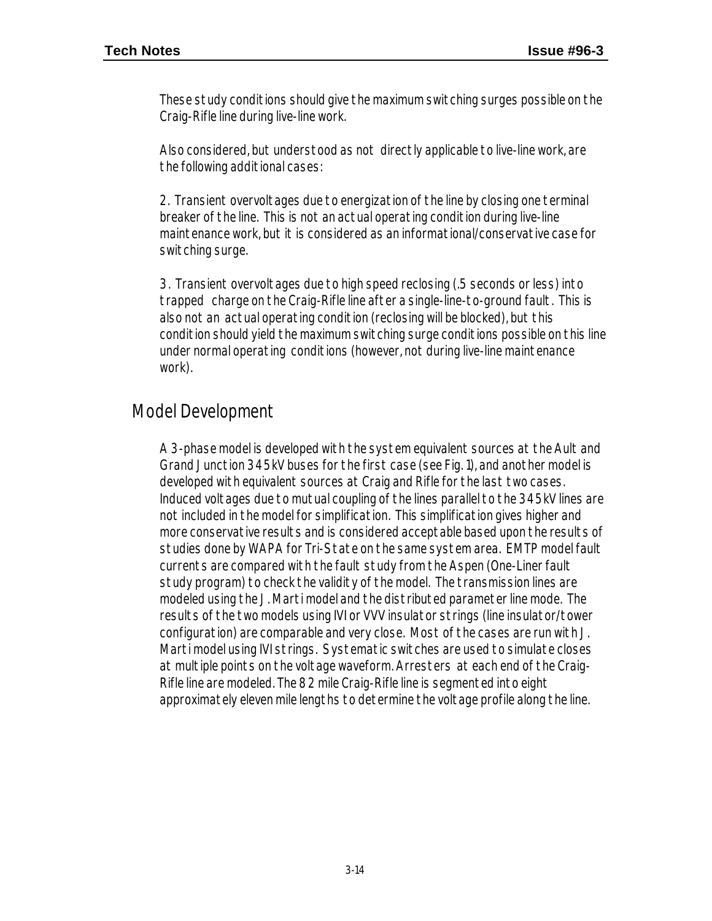These study conditions should give the maximum switching surges possible on the Craig-Rifle line during live-line work.

Also considered, but understood as not directly applicable to live-line work, are the following additional cases:

2. Transient overvoltages due to energization of the line by closing one terminal breaker of the line. This is not an actual operating condition during live-line maintenance work, but it is considered as an informational/conservative case for switching surge.

3. Transient overvoltages due to high speed reclosing (.5 seconds or less) into trapped charge on the Craig-Rifle line after a single-line-to-ground fault. This is also not an actual operating condition (reclosing will be blocked), but this condition should yield the maximum switching surge conditions possible on this line under normal operating conditions (however, not during live-line maintenance work).

## Model Development

A 3-phase model is developed with the system equivalent sources at the Ault and Grand Junction 345 kV buses for the first case (see Fig. 1), and another model is developed with equivalent sources at Craig and Rifle for the last two cases. Induced voltages due to mutual coupling of the lines parallel to the 345 kV lines are not included in the model for simplification. This simplification gives higher and more conservative results and is considered acceptable based upon the results of studies done by WAPA for Tri-State on the same system area. EMTP model fault currents are compared with the fault study from the Aspen (One-Liner fault study program) to check the validity of the model. The transmission lines are modeled using the J. Marti model and the distributed parameter line mode. The results of the two models using IVI or VVV insulator strings (line insulator/tower configuration) are comparable and very close. Most of the cases are run with J. Marti model using IVI strings. Systematic switches are used to simulate closes at multiple points on the voltage waveform. Arresters at each end of the Craig-Rifle line are modeled. The 82 mile Craig-Rifle line is segmented into eight approximately eleven mile lengths to determine the voltage profile along the line.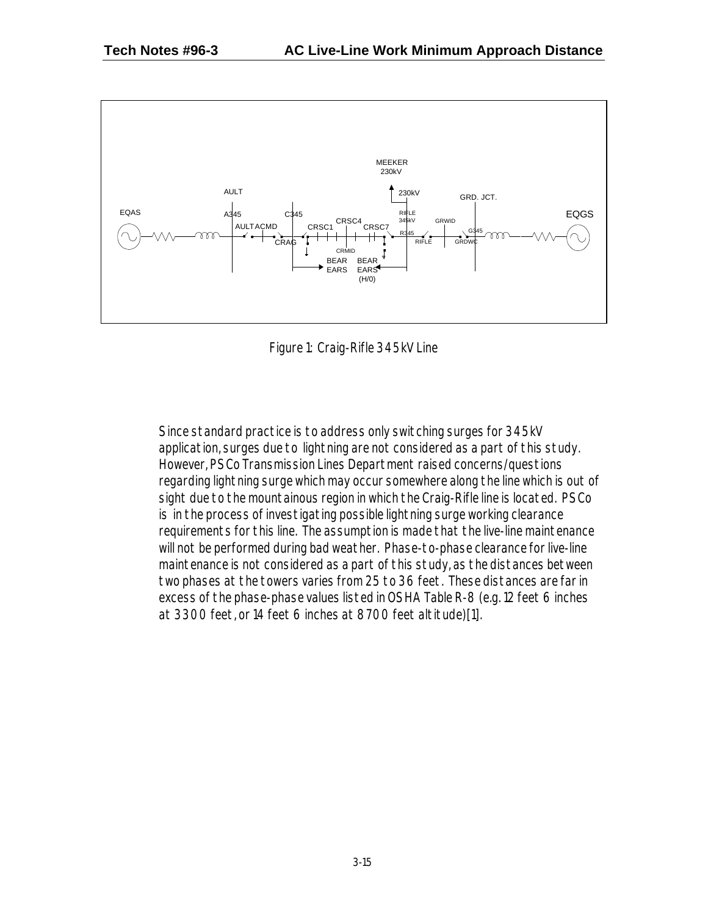Figure 1: Craig-Rifle 345kV Line

Since standard practice is to address only switching surges for 345kV application, surges due to lightning are not considered as a part of this study. However, PSCo Transmission Lines Department raised concerns/questions regarding lightning surge which may occur somewhere along the line which is out of sight due to the mountainous region in which the Craig-Rifle line is located. PSCo is in the process of investigating possible lightning surge working clearance requirements for this line. The assumption is made that the live-line maintenance will not be performed during bad weather. Phase-to-phase clearance for live-line maintenance is not considered as a part of this study, as the distances between two phases at the towers varies from 25 to 36 feet. These distances are far in excess of the phase-phase values listed in OSHA Table R-8 (e.g. 12 feet 6 inches at 3300 feet, or 14 feet 6 inches at 8700 feet altitude)[1].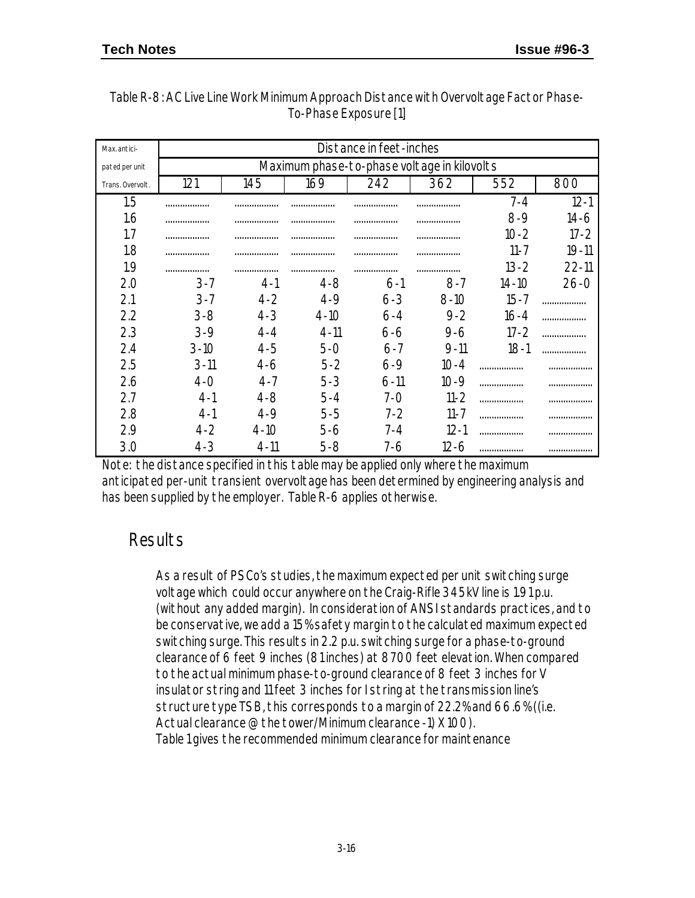Table R-8 : AC Live Line Work Minimum Approach Distance with Overvoltage Factor Phase-To-Phase Exposure [1]

| Max. anticipated per unit Trans. Overvolt. | Distance in feet-inches | | | | | | |
|---|---|---|---|---|---|---|---|
| | Maximum phase-to-phase voltage in kilovolts | | | | | | |
| | 121 | 145 | 169 | 242 | 362 | 552 | 800 |
| 1.5 | ........ | ........ | ........ | ........ | ........ | 7-4 | 12-1 |
| 1.6 | ........ | ........ | ........ | ........ | ........ | 8-9 | 14-6 |
| 1.7 | ........ | ........ | ........ | ........ | ........ | 10-2 | 17-2 |
| 1.8 | ........ | ........ | ........ | ........ | ........ | 11-7 | 19-11 |
| 1.9 | ........ | ........ | ........ | ........ | ........ | 13-2 | 22-11 |
| 2.0 | 3-7 | 4-1 | 4-8 | 6-1 | 8-7 | 14-10 | 26-0 |
| 2.1 | 3-7 | 4-2 | 4-9 | 6-3 | 8-10 | 15-7 | ........ |
| 2.2 | 3-8 | 4-3 | 4-10 | 6-4 | 9-2 | 16-4 | ........ |
| 2.3 | 3-9 | 4-4 | 4-11 | 6-6 | 9-6 | 17-2 | ........ |
| 2.4 | 3-10 | 4-5 | 5-0 | 6-7 | 9-11 | 18-1 | ........ |
| 2.5 | 3-11 | 4-6 | 5-2 | 6-9 | 10-4 | ........ | ........ |
| 2.6 | 4-0 | 4-7 | 5-3 | 6-11 | 10-9 | ........ | ........ |
| 2.7 | 4-1 | 4-8 | 5-4 | 7-0 | 11-2 | ........ | ........ |
| 2.8 | 4-1 | 4-9 | 5-5 | 7-2 | 11-7 | ........ | ........ |
| 2.9 | 4-2 | 4-10 | 5-6 | 7-4 | 12-1 | ........ | ........ |
| 3.0 | 4-3 | 4-11 | 5-8 | 7-6 | 12-6 | ........ | ........ |

Note: the distance specified in this table may be applied only where the maximum anticipated per-unit transient overvoltage has been determined by engineering analysis and has been supplied by the employer. Table R-6 applies otherwise.

## Results

As a result of PSCo's studies, the maximum expected per unit switching surge voltage which could occur anywhere on the Craig-Rifle 345 kV line is 1.91 p.u. (without any added margin). In consideration of ANSI standards practices, and to be conservative, we add a 15% safety margin to the calculated maximum expected switching surge. This results in 2.2 p.u. switching surge for a phase-to-ground clearance of 6 feet 9 inches (81 inches) at 8700 feet elevation. When compared to the actual minimum phase-to-ground clearance of 8 feet 3 inches for V insulator string and 11 feet 3 inches for I string at the transmission line's structure type TSB, this corresponds to a margin of 22.2% and 66.6% ((i.e. Actual clearance @ the tower/Minimum clearance -1) X 100).
Table 1 gives the recommended minimum clearance for maintenance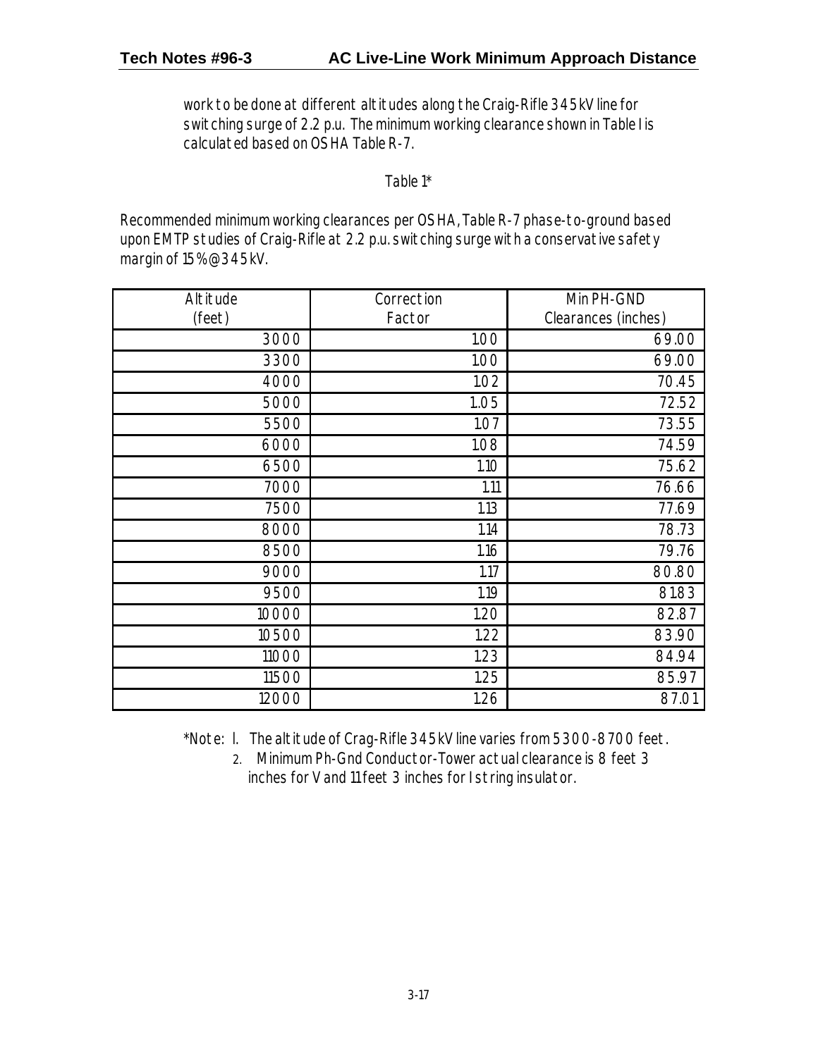work to be done at different altitudes along the Craig-Rifle 345 kV line for switching surge of 2.2 p.u. The minimum working clearance shown in Table I is calculated based on OSHA Table R-7.

Table 1*

Recommended minimum working clearances per OSHA, Table R-7 phase-to-ground based upon EMTP studies of Craig-Rifle at 2.2 p.u. switching surge with a conservative safety margin of 15% @ 345 kV.

| Altitude (feet) | Correction Factor | Min PH-GND Clearances (inches) |
|---|---|---|
| 3000 | 1.00 | 69.00 |
| 3300 | 1.00 | 69.00 |
| 4000 | 1.02 | 70.45 |
| 5000 | 1.05 | 72.52 |
| 5500 | 1.07 | 73.55 |
| 6000 | 1.08 | 74.59 |
| 6500 | 1.10 | 75.62 |
| 7000 | 1.11 | 76.66 |
| 7500 | 1.13 | 77.69 |
| 8000 | 1.14 | 78.73 |
| 8500 | 1.16 | 79.76 |
| 9000 | 1.17 | 80.80 |
| 9500 | 1.19 | 81.83 |
| 10000 | 1.20 | 82.87 |
| 10500 | 1.22 | 83.90 |
| 11000 | 1.23 | 84.94 |
| 11500 | 1.25 | 85.97 |
| 12000 | 1.26 | 87.01 |

*Note: 1. The altitude of Crag-Rifle 345 kV line varies from 5300-8700 feet.

2. Minimum Ph-Gnd Conductor-Tower actual clearance is 8 feet 3 inches for V and 11 feet 3 inches for I string insulator.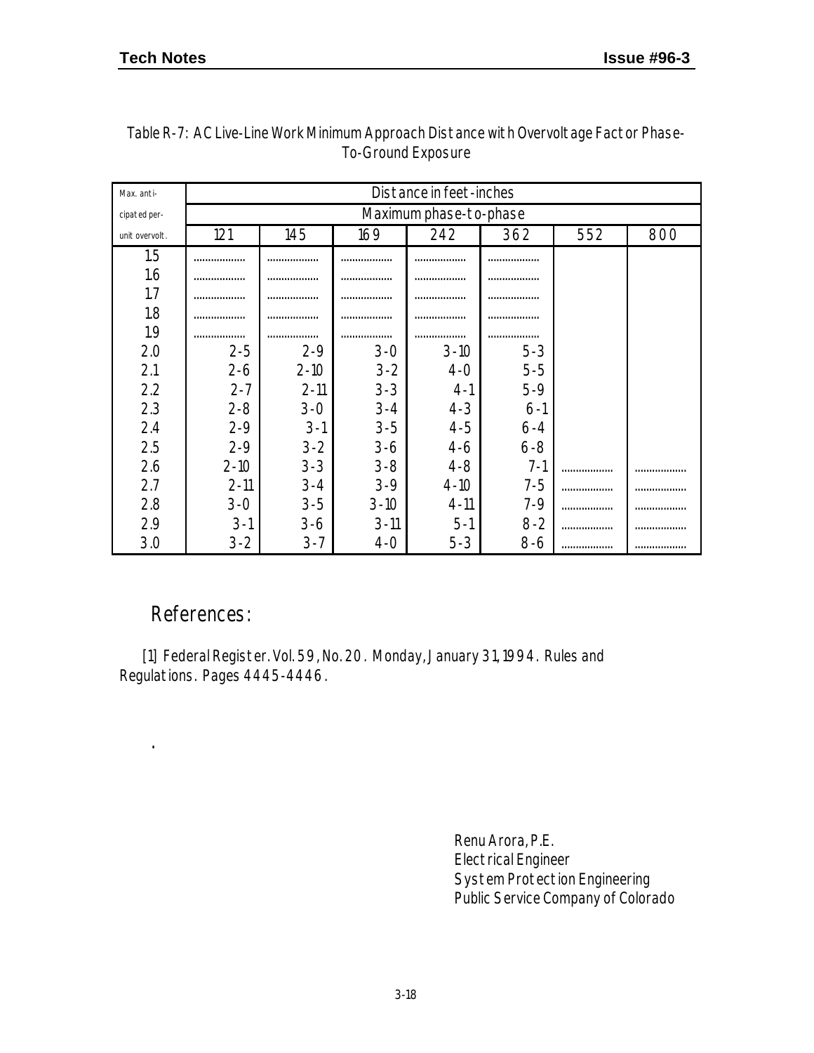Table R-7: AC Live-Line Work Minimum Approach Distance with Overvoltage Factor Phase-To-Ground Exposure

| Max. anti-cipated per-unit overvolt. | Distance in feet-inches | | | | | | |
|---|---|---|---|---|---|---|---|
| | Maximum phase-to-phase | | | | | | |
| | 121 | 145 | 169 | 242 | 362 | 552 | 800 |
| 1.5 | ................ | ................ | ................ | ................ | ................ | | |
| 1.6 | ................ | ................ | ................ | ................ | ................ | | |
| 1.7 | ................ | ................ | ................ | ................ | ................ | | |
| 1.8 | ................ | ................ | ................ | ................ | ................ | | |
| 1.9 | ................ | ................ | ................ | ................ | ................ | | |
| 2.0 | 2-5 | 2-9 | 3-0 | 3-10 | 5-3 | | |
| 2.1 | 2-6 | 2-10 | 3-2 | 4-0 | 5-5 | | |
| 2.2 | 2-7 | 2-11 | 3-3 | 4-1 | 5-9 | | |
| 2.3 | 2-8 | 3-0 | 3-4 | 4-3 | 6-1 | | |
| 2.4 | 2-9 | 3-1 | 3-5 | 4-5 | 6-4 | | |
| 2.5 | 2-9 | 3-2 | 3-6 | 4-6 | 6-8 | | |
| 2.6 | 2-10 | 3-3 | 3-8 | 4-8 | 7-1 | ................ | ................ |
| 2.7 | 2-11 | 3-4 | 3-9 | 4-10 | 7-5 | ................ | ................ |
| 2.8 | 3-0 | 3-5 | 3-10 | 4-11 | 7-9 | ................ | ................ |
| 2.9 | 3-1 | 3-6 | 3-11 | 5-1 | 8-2 | ................ | ................ |
| 3.0 | 3-2 | 3-7 | 4-0 | 5-3 | 8-6 | ................ | ................ |

## References:

[1] Federal Register. Vol. 59, No. 20. Monday, January 31, 1994. Rules and Regulations. Pages 4445-4446.

.

Renu Arora, P.E.
Electrical Engineer
System Protection Engineering
Public Service Company of Colorado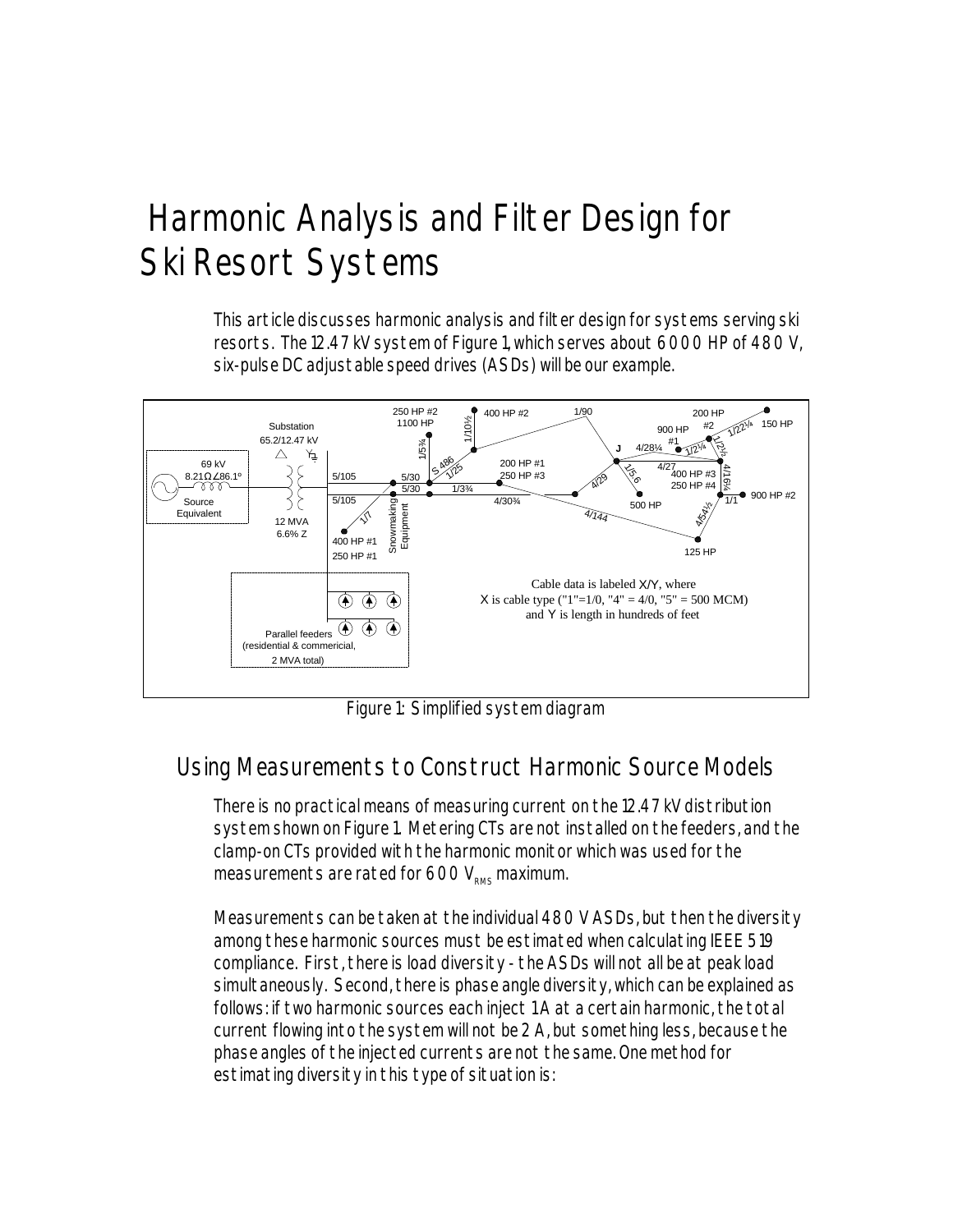# Harmonic Analysis and Filter Design for Ski Resort Systems

This article discusses harmonic analysis and filter design for systems serving ski resorts. The 12.47 kV system of Figure 1, which serves about 6000 HP of 480 V, six-pulse DC adjustable speed drives (ASDs) will be our example.

Figure 1: Simplified system diagram

## Using Measurements to Construct Harmonic Source Models

There is no practical means of measuring current on the 12.47 kV distribution system shown on Figure 1. Metering CTs are not installed on the feeders, and the clamp-on CTs provided with the harmonic monitor which was used for the measurements are rated for 600 $V_{RMS}$ maximum.

Measurements can be taken at the individual 480 V ASDs, but then the diversity among these harmonic sources must be estimated when calculating IEEE 519 compliance. First, there is load diversity - the ASDs will not all be at peak load simultaneously. Second, there is phase angle diversity, which can be explained as follows: if two harmonic sources each inject 1 A at a certain harmonic, the total current flowing into the system will not be 2 A, but something less, because the phase angles of the injected currents are not the same. One method for estimating diversity in this type of situation is: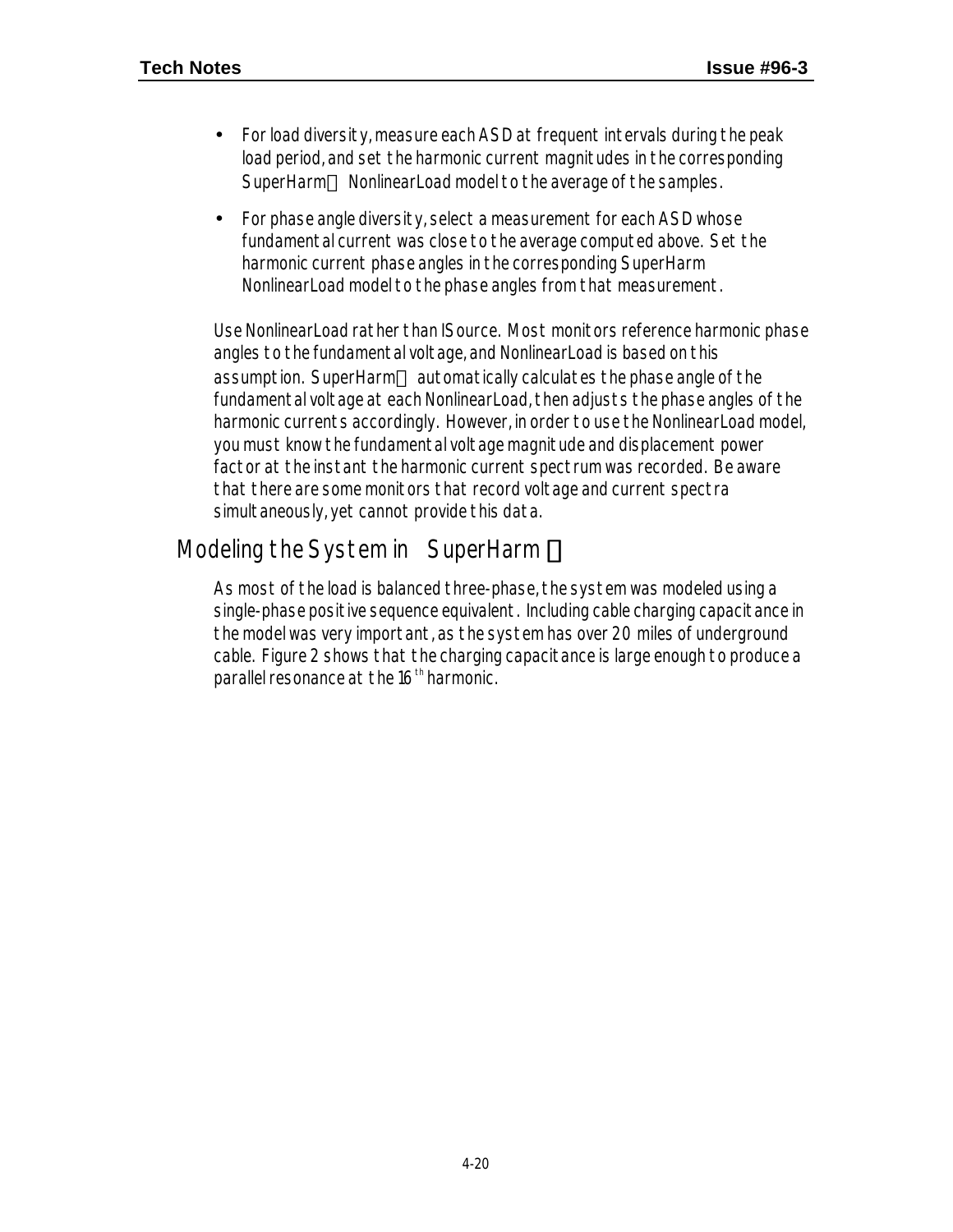- For load diversity, measure each ASD at frequent intervals during the peak load period, and set the harmonic current magnitudes in the corresponding SuperHarm NonlinearLoad model to the average of the samples.
- For phase angle diversity, select a measurement for each ASD whose fundamental current was close to the average computed above. Set the harmonic current phase angles in the corresponding SuperHarm NonlinearLoad model to the phase angles from that measurement.

Use NonlinearLoad rather than ISource. Most monitors reference harmonic phase angles to the fundamental voltage, and NonlinearLoad is based on this assumption. SuperHarm automatically calculates the phase angle of the fundamental voltage at each NonlinearLoad, then adjusts the phase angles of the harmonic currents accordingly. However, in order to use the NonlinearLoad model, you must know the fundamental voltage magnitude and displacement power factor at the instant the harmonic current spectrum was recorded. Be aware that there are some monitors that record voltage and current spectra simultaneously, yet cannot provide this data.

## Modeling the System in SuperHarm

As most of the load is balanced three-phase, the system was modeled using a single-phase positive sequence equivalent. Including cable charging capacitance in the model was very important, as the system has over 20 miles of underground cable. Figure 2 shows that the charging capacitance is large enough to produce a parallel resonance at the 16th harmonic.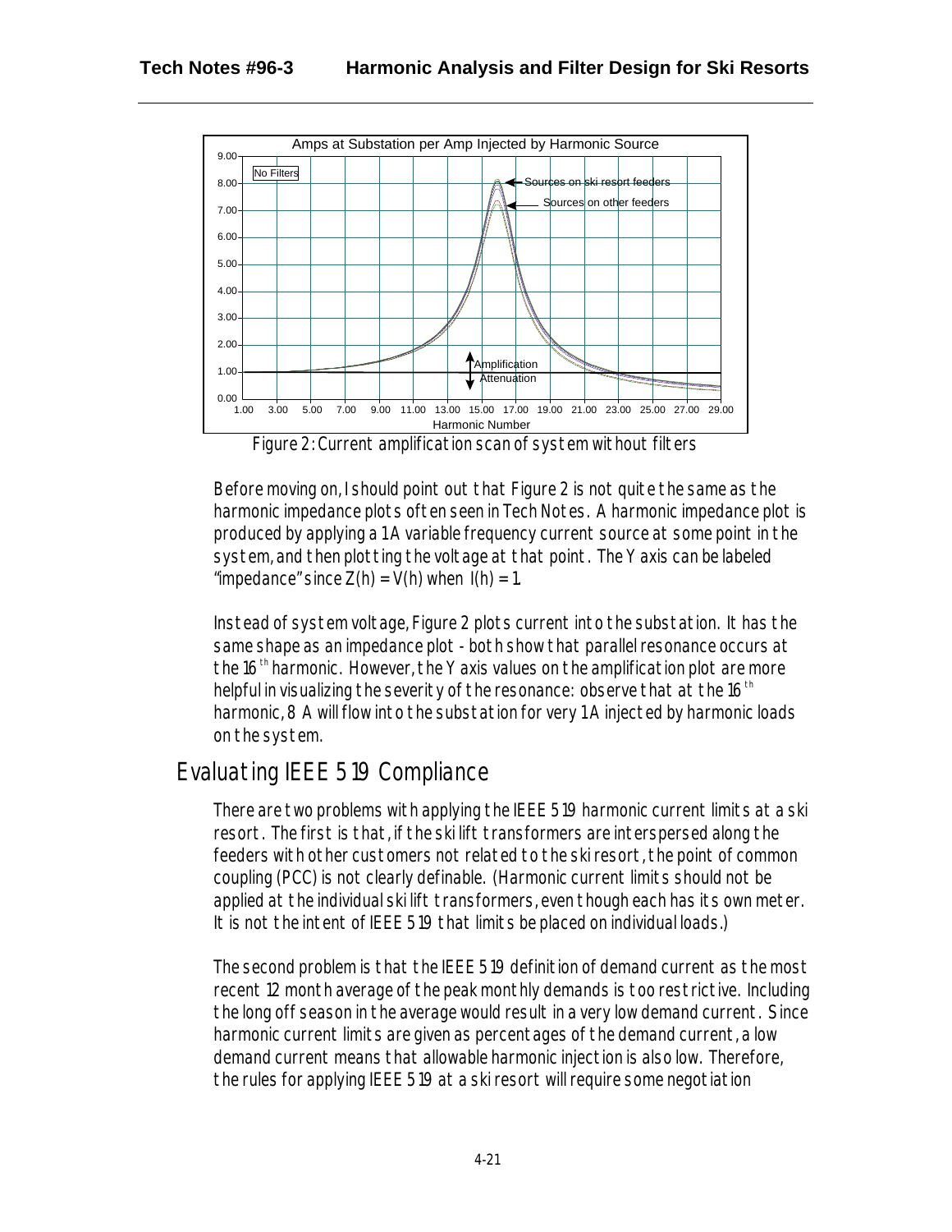Figure 2: Current amplification scan of system without filters

Before moving on, I should point out that Figure 2 is not quite the same as the harmonic impedance plots often seen in Tech Notes. A harmonic impedance plot is produced by applying a 1 A variable frequency current source at some point in the system, and then plotting the voltage at that point. The Y axis can be labeled "impedance" since $Z(h) = V(h)$ when $I(h) = 1$.

Instead of system voltage, Figure 2 plots current into the substation. It has the same shape as an impedance plot - both show that parallel resonance occurs at the $16^{th}$ harmonic. However, the Y axis values on the amplification plot are more helpful in visualizing the severity of the resonance: observe that at the $16^{th}$ harmonic, 8 A will flow into the substation for very 1 A injected by harmonic loads on the system.

## Evaluating IEEE 519 Compliance

There are two problems with applying the IEEE 519 harmonic current limits at a ski resort. The first is that, if the ski lift transformers are interspersed along the feeders with other customers not related to the ski resort, the point of common coupling (PCC) is not clearly definable. (Harmonic current limits should not be applied at the individual ski lift transformers, even though each has its own meter. It is not the intent of IEEE 519 that limits be placed on individual loads.)

The second problem is that the IEEE 519 definition of demand current as the most recent 12 month average of the peak monthly demands is too restrictive. Including the long off season in the average would result in a very low demand current. Since harmonic current limits are given as percentages of the demand current, a low demand current means that allowable harmonic injection is also low. Therefore, the rules for applying IEEE 519 at a ski resort will require some negotiation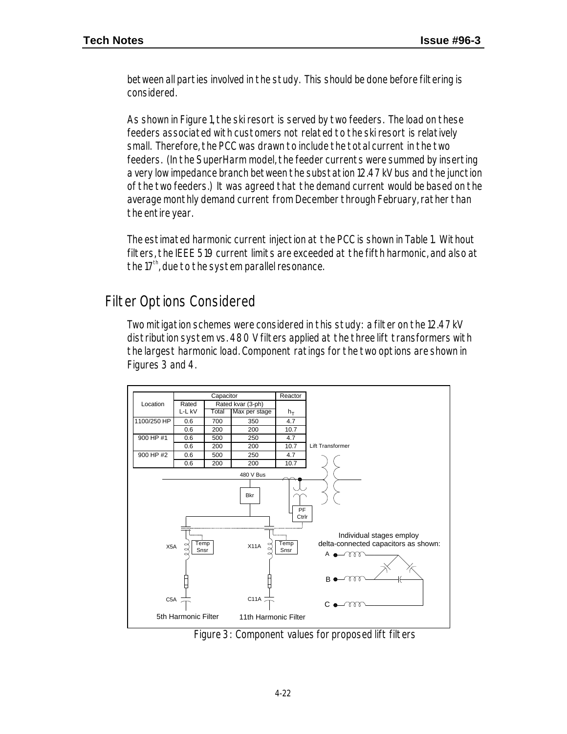between all parties involved in the study. This should be done before filtering is considered.

As shown in Figure 1, the ski resort is served by two feeders. The load on these feeders associated with customers not related to the ski resort is relatively small. Therefore, the PCC was drawn to include the total current in the two feeders. (In the SuperHarm model, the feeder currents were summed by inserting a very low impedance branch between the substation 12.47 kV bus and the junction of the two feeders.) It was agreed that the demand current would be based on the average monthly demand current from December through February, rather than the entire year.

The estimated harmonic current injection at the PCC is shown in Table 1. Without filters, the IEEE 519 current limits are exceeded at the fifth harmonic, and also at the $17^{th}$, due to the system parallel resonance.

## Filter Options Considered

Two mitigation schemes were considered in this study: a filter on the 12.47 kV distribution system vs. 480 V filters applied at the three lift transformers with the largest harmonic load. Component ratings for the two options are shown in Figures 3 and 4.

| Location | Capacitor | | | Reactor |
|---|---|---|---|---|
| | Rated L-L kV | Rated kvar (3-ph) Total | Rated kvar (3-ph) Max per stage | $h_T$ |
| 1100/250 HP | 0.6 | 700 | 350 | 4.7 |
| | 0.6 | 200 | 200 | 10.7 |
| 900 HP #1 | 0.6 | 500 | 250 | 4.7 |
| | 0.6 | 200 | 200 | 10.7 |
| 900 HP #2 | 0.6 | 500 | 250 | 4.7 |
| | 0.6 | 200 | 200 | 10.7 |

Lift Transformer

480 V Bus

Bkr

PF Ctrlr

X5A — Temp Snsr — C5A — 5th Harmonic Filter

X11A — Temp Snsr — C11A — 11th Harmonic Filter

Individual stages employ delta-connected capacitors as shown: A, B, C

Figure 3: Component values for proposed lift filters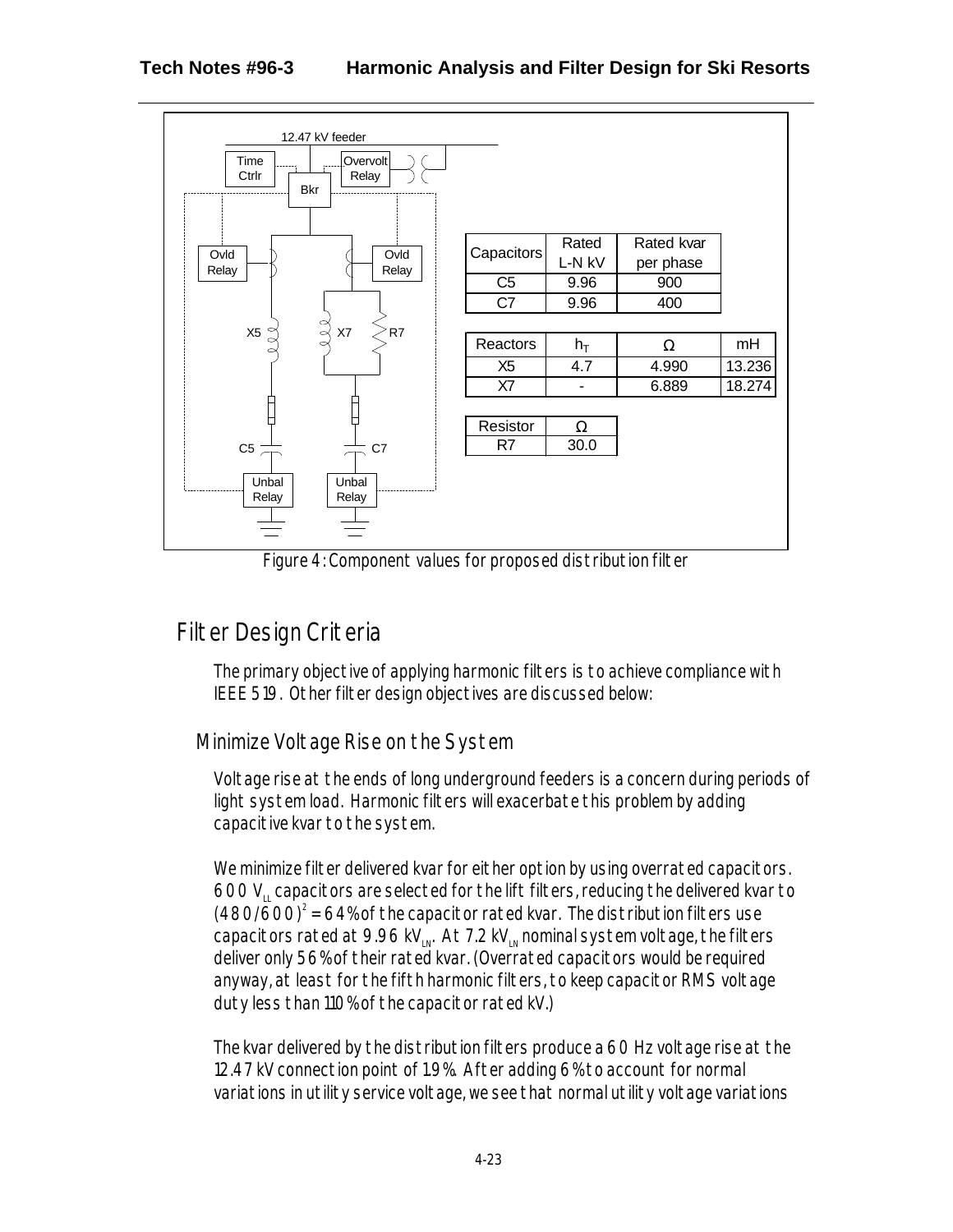| Capacitors | Rated L-N kV | Rated kvar per phase |
|---|---|---|
| C5 | 9.96 | 900 |
| C7 | 9.96 | 400 |

| Reactors | $h_T$ | Ω | mH |
|---|---|---|---|
| X5 | 4.7 | 4.990 | 13.236 |
| X7 | - | 6.889 | 18.274 |

| Resistor | Ω |
|---|---|
| R7 | 30.0 |

Figure 4: Component values for proposed distribution filter

## Filter Design Criteria

The primary objective of applying harmonic filters is to achieve compliance with IEEE 519. Other filter design objectives are discussed below:

### Minimize Voltage Rise on the System

Voltage rise at the ends of long underground feeders is a concern during periods of light system load. Harmonic filters will exacerbate this problem by adding capacitive kvar to the system.

We minimize filter delivered kvar for either option by using overrated capacitors. 600 $V_{LL}$ capacitors are selected for the lift filters, reducing the delivered kvar to $(480/600)^2$ = 64% of the capacitor rated kvar. The distribution filters use capacitors rated at 9.96 $kV_{LN}$. At 7.2 $kV_{LN}$ nominal system voltage, the filters deliver only 56% of their rated kvar. (Overrated capacitors would be required anyway, at least for the fifth harmonic filters, to keep capacitor RMS voltage duty less than 110% of the capacitor rated kV.)

The kvar delivered by the distribution filters produce a 60 Hz voltage rise at the 12.47 kV connection point of 1.9%. After adding 6% to account for normal variations in utility service voltage, we see that normal utility voltage variations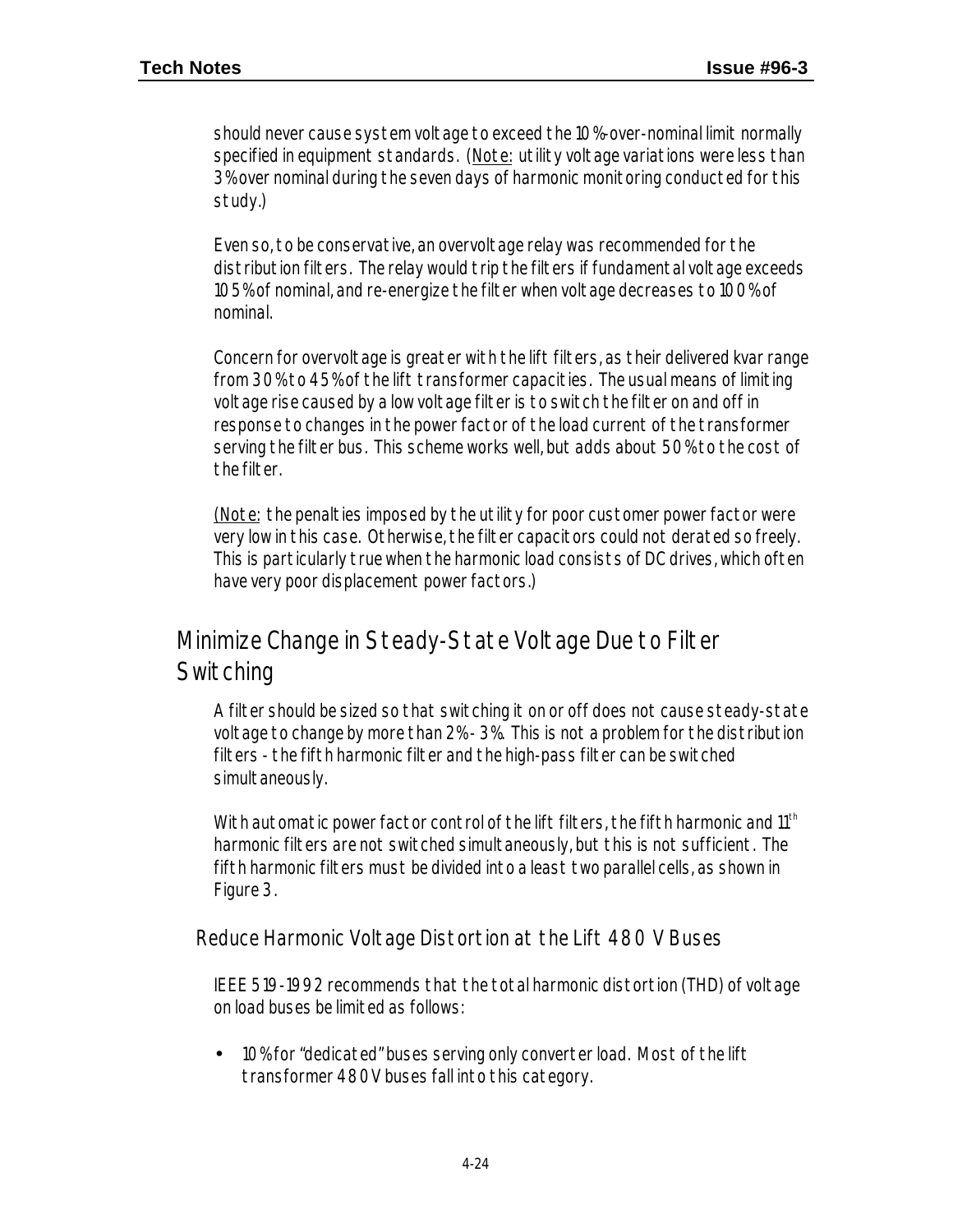should never cause system voltage to exceed the 10%-over-nominal limit normally specified in equipment standards. (Note: utility voltage variations were less than 3% over nominal during the seven days of harmonic monitoring conducted for this study.)

Even so, to be conservative, an overvoltage relay was recommended for the distribution filters. The relay would trip the filters if fundamental voltage exceeds 105% of nominal, and re-energize the filter when voltage decreases to 100% of nominal.

Concern for overvoltage is greater with the lift filters, as their delivered kvar range from 30% to 45% of the lift transformer capacities. The usual means of limiting voltage rise caused by a low voltage filter is to switch the filter on and off in response to changes in the power factor of the load current of the transformer serving the filter bus. This scheme works well, but adds about 50% to the cost of the filter.

(Note: the penalties imposed by the utility for poor customer power factor were very low in this case. Otherwise, the filter capacitors could not derated so freely. This is particularly true when the harmonic load consists of DC drives, which often have very poor displacement power factors.)

## Minimize Change in Steady-State Voltage Due to Filter Switching

A filter should be sized so that switching it on or off does not cause steady-state voltage to change by more than 2% - 3%. This is not a problem for the distribution filters - the fifth harmonic filter and the high-pass filter can be switched simultaneously.

With automatic power factor control of the lift filters, the fifth harmonic and 11th harmonic filters are not switched simultaneously, but this is not sufficient. The fifth harmonic filters must be divided into a least two parallel cells, as shown in Figure 3.

### Reduce Harmonic Voltage Distortion at the Lift 480 V Buses

IEEE 519-1992 recommends that the total harmonic distortion (THD) of voltage on load buses be limited as follows:

- 10% for "dedicated" buses serving only converter load. Most of the lift transformer 480 V buses fall into this category.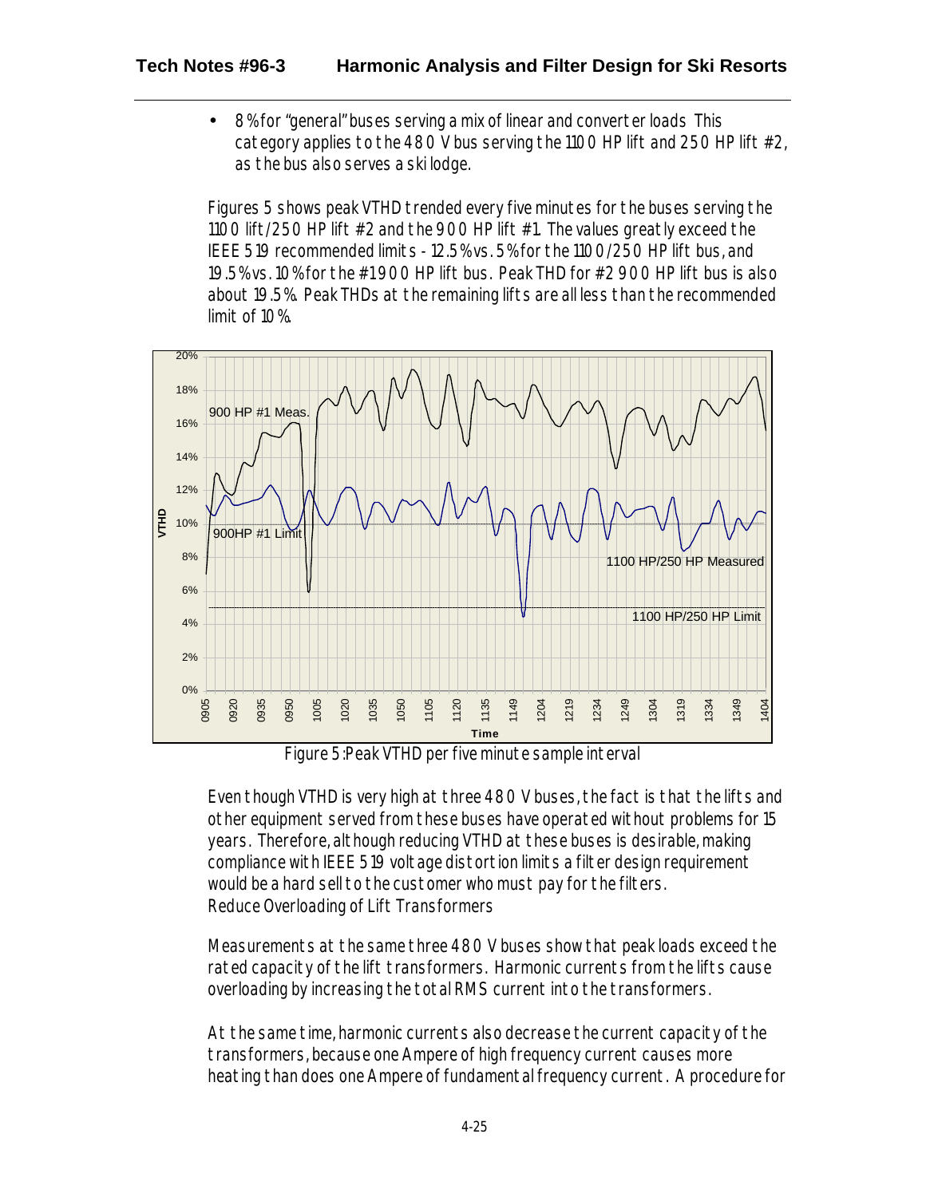- 8% for "general" buses serving a mix of linear and converter loads. This category applies to the 480 V bus serving the 1100 HP lift and 250 HP lift #2, as the bus also serves a ski lodge.

Figures 5 shows peak VTHD trended every five minutes for the buses serving the 1100 lift/250 HP lift #2 and the 900 HP lift #1. The values greatly exceed the IEEE 519 recommended limits - 12.5% vs. 5% for the 1100/250 HP lift bus, and 19.5% vs. 10% for the #1 900 HP lift bus. Peak THD for #2 900 HP lift bus is also about 19.5%. Peak THDs at the remaining lifts are all less than the recommended limit of 10%.

Figure 5: Peak VTHD per five minute sample interval

Even though VTHD is very high at three 480 V buses, the fact is that the lifts and other equipment served from these buses have operated without problems for 15 years. Therefore, although reducing VTHD at these buses is desirable, making compliance with IEEE 519 voltage distortion limits a filter design requirement would be a hard sell to the customer who must pay for the filters.

Reduce Overloading of Lift Transformers

Measurements at the same three 480 V buses show that peak loads exceed the rated capacity of the lift transformers. Harmonic currents from the lifts cause overloading by increasing the total RMS current into the transformers.

At the same time, harmonic currents also decrease the current capacity of the transformers, because one Ampere of high frequency current causes more heating than does one Ampere of fundamental frequency current. A procedure for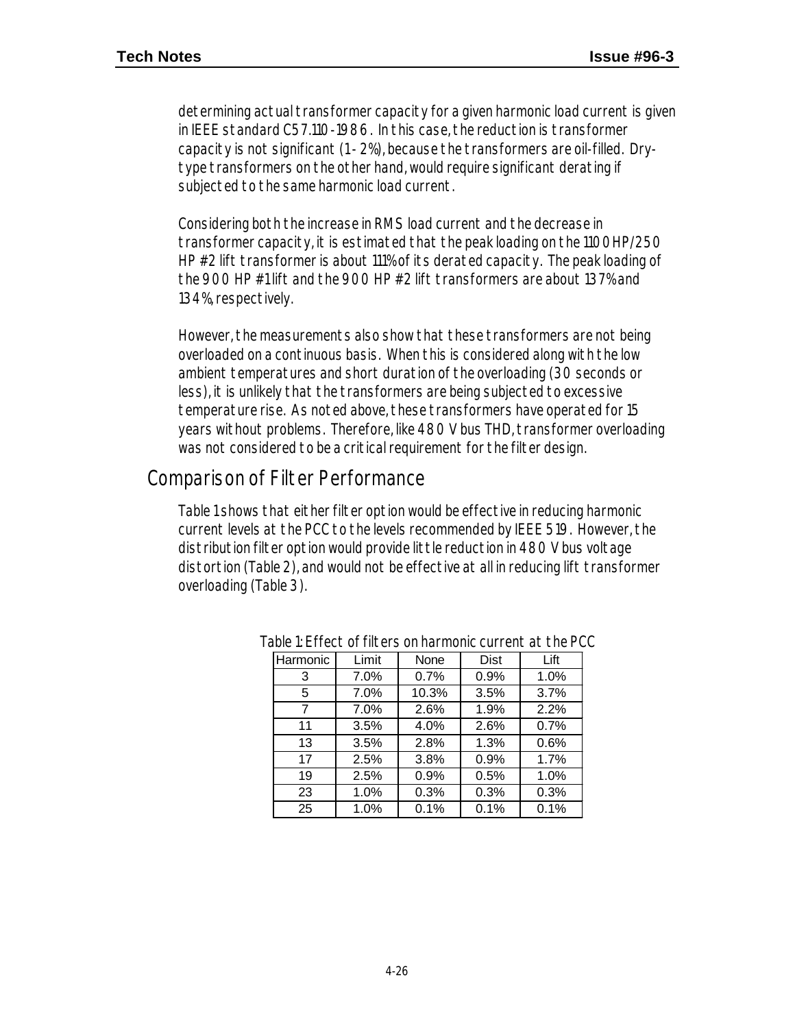determining actual transformer capacity for a given harmonic load current is given in IEEE standard C57.110-1986. In this case, the reduction is transformer capacity is not significant (1-2%), because the transformers are oil-filled. Dry-type transformers on the other hand, would require significant derating if subjected to the same harmonic load current.

Considering both the increase in RMS load current and the decrease in transformer capacity, it is estimated that the peak loading on the 1100 HP/250 HP #2 lift transformer is about 111% of its derated capacity. The peak loading of the 900 HP #1 lift and the 900 HP #2 lift transformers are about 137% and 134%, respectively.

However, the measurements also show that these transformers are not being overloaded on a continuous basis. When this is considered along with the low ambient temperatures and short duration of the overloading (30 seconds or less), it is unlikely that the transformers are being subjected to excessive temperature rise. As noted above, these transformers have operated for 15 years without problems. Therefore, like 480 V bus THD, transformer overloading was not considered to be a critical requirement for the filter design.

## Comparison of Filter Performance

Table 1 shows that either filter option would be effective in reducing harmonic current levels at the PCC to the levels recommended by IEEE 519. However, the distribution filter option would provide little reduction in 480 V bus voltage distortion (Table 2), and would not be effective at all in reducing lift transformer overloading (Table 3).

Table 1: Effect of filters on harmonic current at the PCC

| Harmonic | Limit | None | Dist | Lift |
|---|---|---|---|---|
| 3 | 7.0% | 0.7% | 0.9% | 1.0% |
| 5 | 7.0% | 10.3% | 3.5% | 3.7% |
| 7 | 7.0% | 2.6% | 1.9% | 2.2% |
| 11 | 3.5% | 4.0% | 2.6% | 0.7% |
| 13 | 3.5% | 2.8% | 1.3% | 0.6% |
| 17 | 2.5% | 3.8% | 0.9% | 1.7% |
| 19 | 2.5% | 0.9% | 0.5% | 1.0% |
| 23 | 1.0% | 0.3% | 0.3% | 0.3% |
| 25 | 1.0% | 0.1% | 0.1% | 0.1% |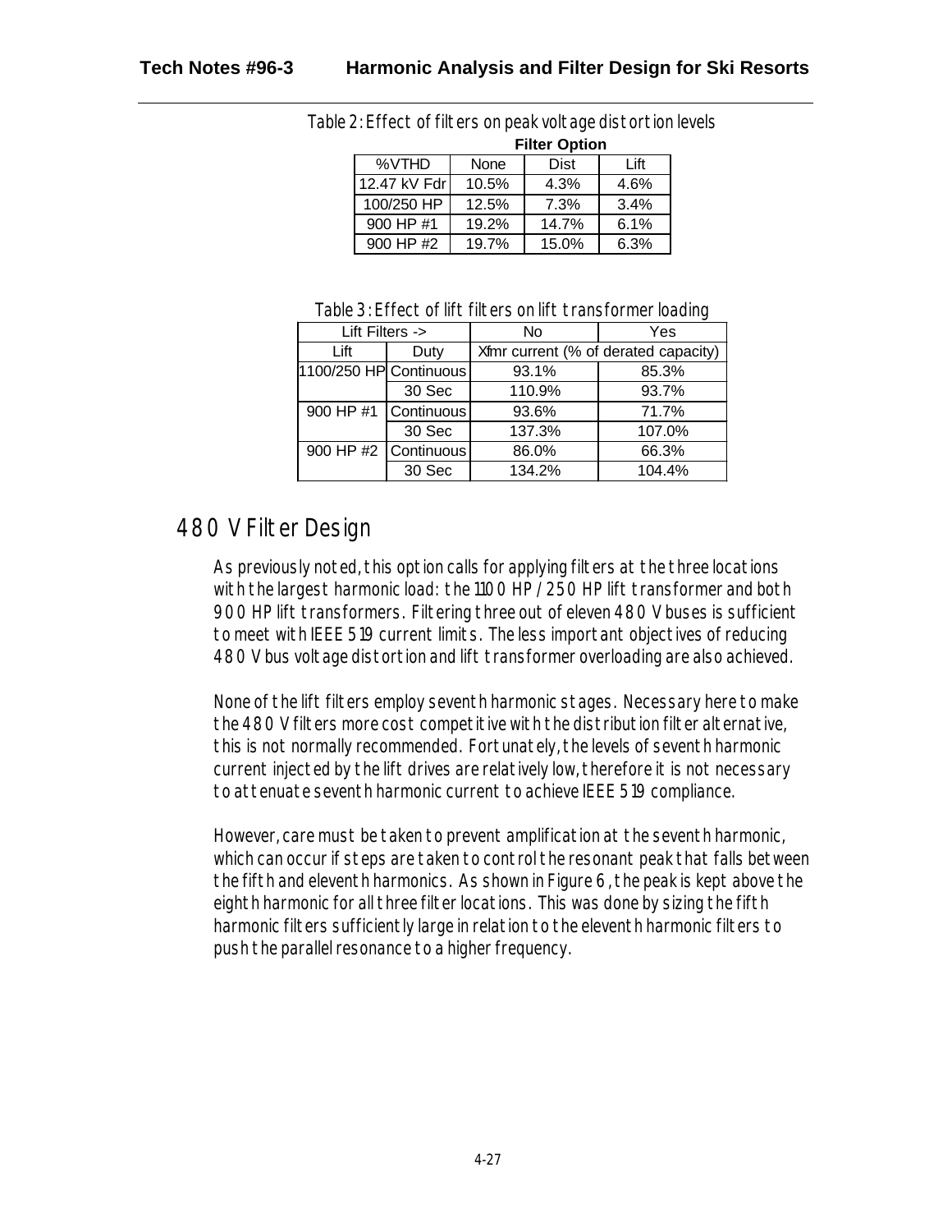Table 2: Effect of filters on peak voltage distortion levels

| %VTHD | Filter Option: None | Dist | Lift |
| --- | --- | --- | --- |
| 12.47 kV Fdr | 10.5% | 4.3% | 4.6% |
| 100/250 HP | 12.5% | 7.3% | 3.4% |
| 900 HP #1 | 19.2% | 14.7% | 6.1% |
| 900 HP #2 | 19.7% | 15.0% | 6.3% |

Table 3: Effect of lift filters on lift transformer loading

| Lift Filters -> | | No | Yes |
| --- | --- | --- | --- |
| Lift | Duty | Xfmr current (% of derated capacity) | |
| 1100/250 HP | Continuous | 93.1% | 85.3% |
| | 30 Sec | 110.9% | 93.7% |
| 900 HP #1 | Continuous | 93.6% | 71.7% |
| | 30 Sec | 137.3% | 107.0% |
| 900 HP #2 | Continuous | 86.0% | 66.3% |
| | 30 Sec | 134.2% | 104.4% |

## 480 V Filter Design

As previously noted, this option calls for applying filters at the three locations with the largest harmonic load: the 1100 HP / 250 HP lift transformer and both 900 HP lift transformers. Filtering three out of eleven 480 V buses is sufficient to meet with IEEE 519 current limits. The less important objectives of reducing 480 V bus voltage distortion and lift transformer overloading are also achieved.

None of the lift filters employ seventh harmonic stages. Necessary here to make the 480 V filters more cost competitive with the distribution filter alternative, this is not normally recommended. Fortunately, the levels of seventh harmonic current injected by the lift drives are relatively low, therefore it is not necessary to attenuate seventh harmonic current to achieve IEEE 519 compliance.

However, care must be taken to prevent amplification at the seventh harmonic, which can occur if steps are taken to control the resonant peak that falls between the fifth and eleventh harmonics. As shown in Figure 6, the peak is kept above the eighth harmonic for all three filter locations. This was done by sizing the fifth harmonic filters sufficiently large in relation to the eleventh harmonic filters to push the parallel resonance to a higher frequency.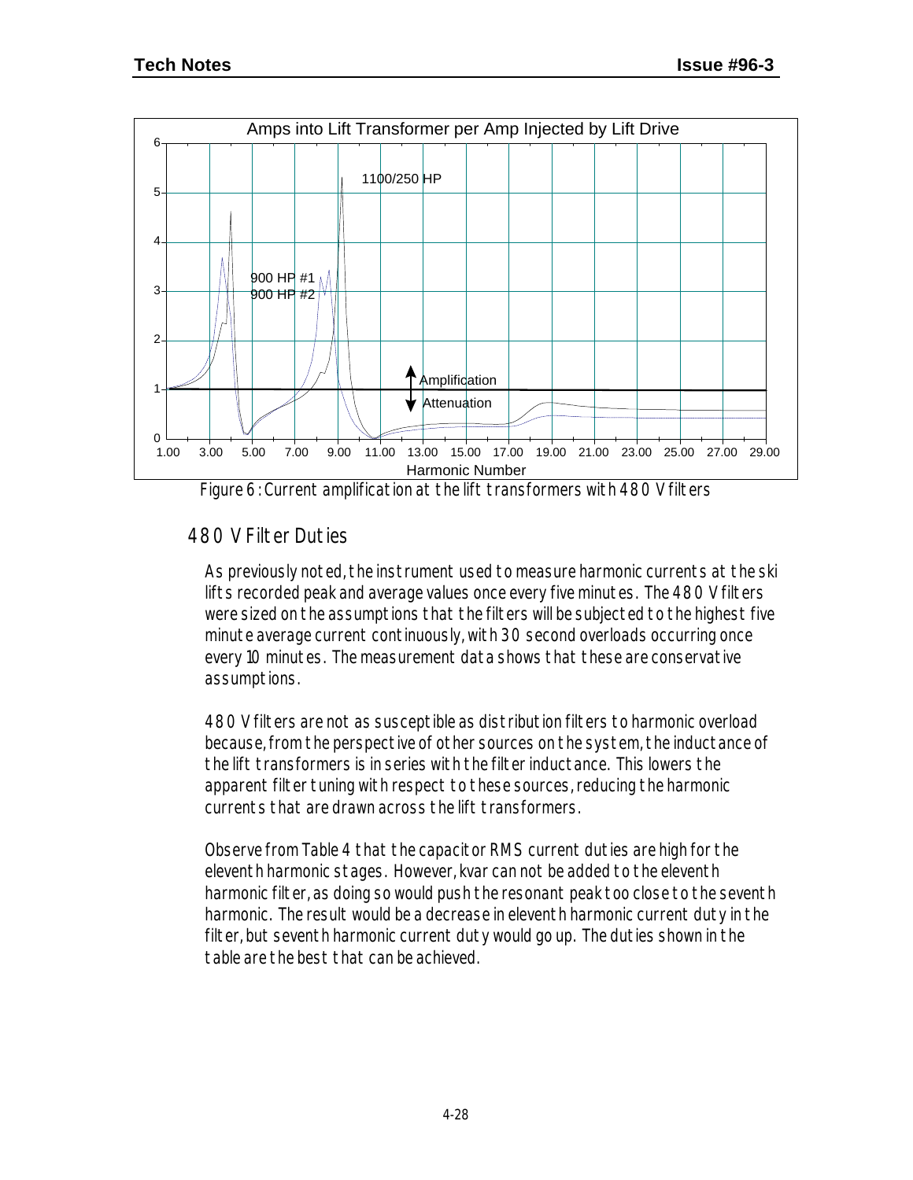Figure 6: Current amplification at the lift transformers with 480 V filters

## 480 V Filter Duties

As previously noted, the instrument used to measure harmonic currents at the ski lifts recorded peak and average values once every five minutes. The 480 V filters were sized on the assumptions that the filters will be subjected to the highest five minute average current continuously, with 30 second overloads occurring once every 10 minutes. The measurement data shows that these are conservative assumptions.

480 V filters are not as susceptible as distribution filters to harmonic overload because, from the perspective of other sources on the system, the inductance of the lift transformers is in series with the filter inductance. This lowers the apparent filter tuning with respect to these sources, reducing the harmonic currents that are drawn across the lift transformers.

Observe from Table 4 that the capacitor RMS current duties are high for the eleventh harmonic stages. However, kvar can not be added to the eleventh harmonic filter, as doing so would push the resonant peak too close to the seventh harmonic. The result would be a decrease in eleventh harmonic current duty in the filter, but seventh harmonic current duty would go up. The duties shown in the table are the best that can be achieved.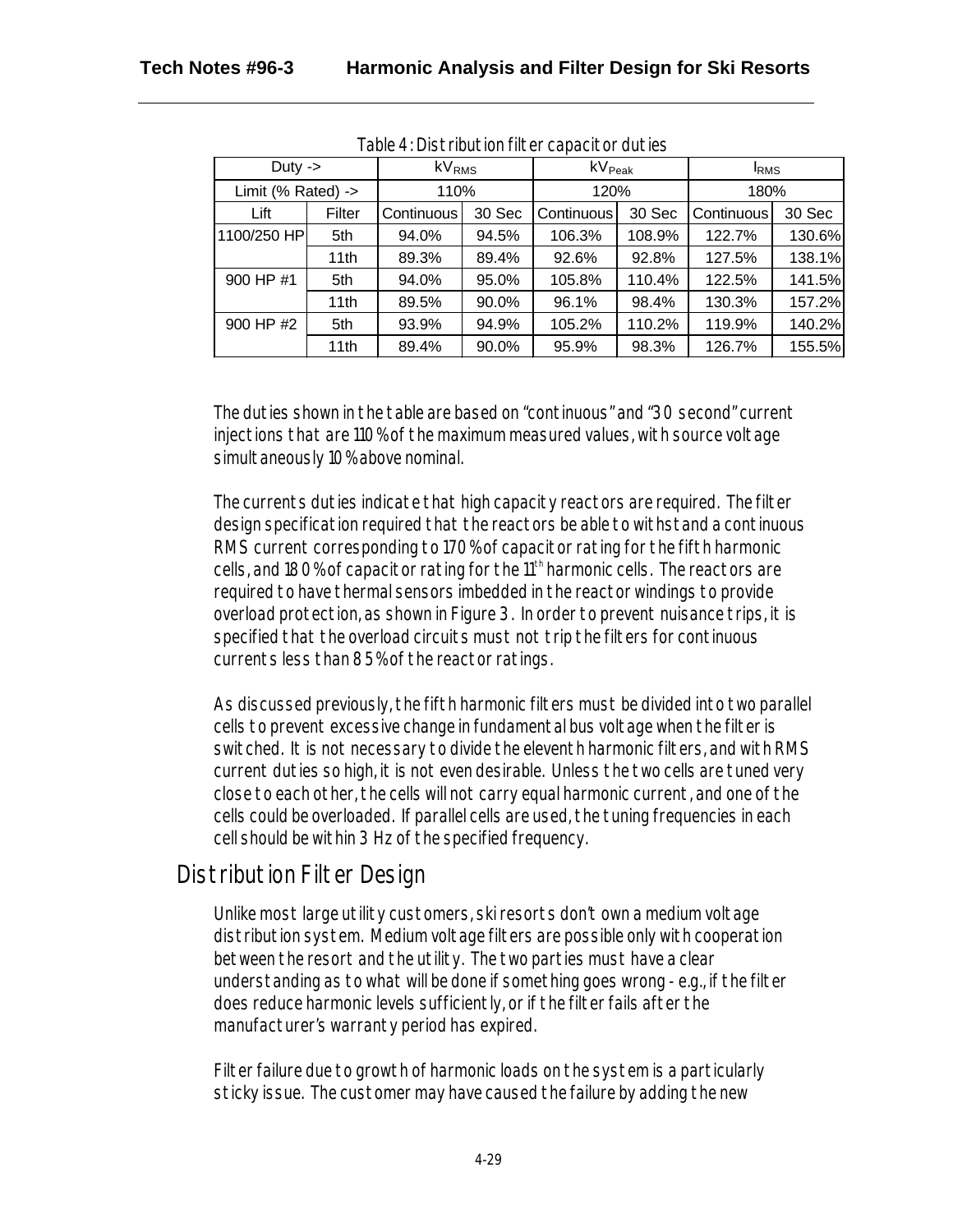Table 4: Distribution filter capacitor duties

| Duty -> | | $kV_{RMS}$ | | $kV_{Peak}$ | | $I_{RMS}$ | |
|---|---|---|---|---|---|---|---|
| Limit (% Rated) -> | | 110% | | 120% | | 180% | |
| Lift | Filter | Continuous | 30 Sec | Continuous | 30 Sec | Continuous | 30 Sec |
| 1100/250 HP | 5th | 94.0% | 94.5% | 106.3% | 108.9% | 122.7% | 130.6% |
| | 11th | 89.3% | 89.4% | 92.6% | 92.8% | 127.5% | 138.1% |
| 900 HP #1 | 5th | 94.0% | 95.0% | 105.8% | 110.4% | 122.5% | 141.5% |
| | 11th | 89.5% | 90.0% | 96.1% | 98.4% | 130.3% | 157.2% |
| 900 HP #2 | 5th | 93.9% | 94.9% | 105.2% | 110.2% | 119.9% | 140.2% |
| | 11th | 89.4% | 90.0% | 95.9% | 98.3% | 126.7% | 155.5% |

The duties shown in the table are based on "continuous" and "30 second" current injections that are 110% of the maximum measured values, with source voltage simultaneously 10% above nominal.

The currents duties indicate that high capacity reactors are required. The filter design specification required that the reactors be able to withstand a continuous RMS current corresponding to 170% of capacitor rating for the fifth harmonic cells, and 180% of capacitor rating for the 11th harmonic cells. The reactors are required to have thermal sensors imbedded in the reactor windings to provide overload protection, as shown in Figure 3. In order to prevent nuisance trips, it is specified that the overload circuits must not trip the filters for continuous currents less than 85% of the reactor ratings.

As discussed previously, the fifth harmonic filters must be divided into two parallel cells to prevent excessive change in fundamental bus voltage when the filter is switched. It is not necessary to divide the eleventh harmonic filters, and with RMS current duties so high, it is not even desirable. Unless the two cells are tuned very close to each other, the cells will not carry equal harmonic current, and one of the cells could be overloaded. If parallel cells are used, the tuning frequencies in each cell should be within 3 Hz of the specified frequency.

## Distribution Filter Design

Unlike most large utility customers, ski resorts don't own a medium voltage distribution system. Medium voltage filters are possible only with cooperation between the resort and the utility. The two parties must have a clear understanding as to what will be done if something goes wrong - e.g., if the filter does reduce harmonic levels sufficiently, or if the filter fails after the manufacturer's warranty period has expired.

Filter failure due to growth of harmonic loads on the system is a particularly sticky issue. The customer may have caused the failure by adding the new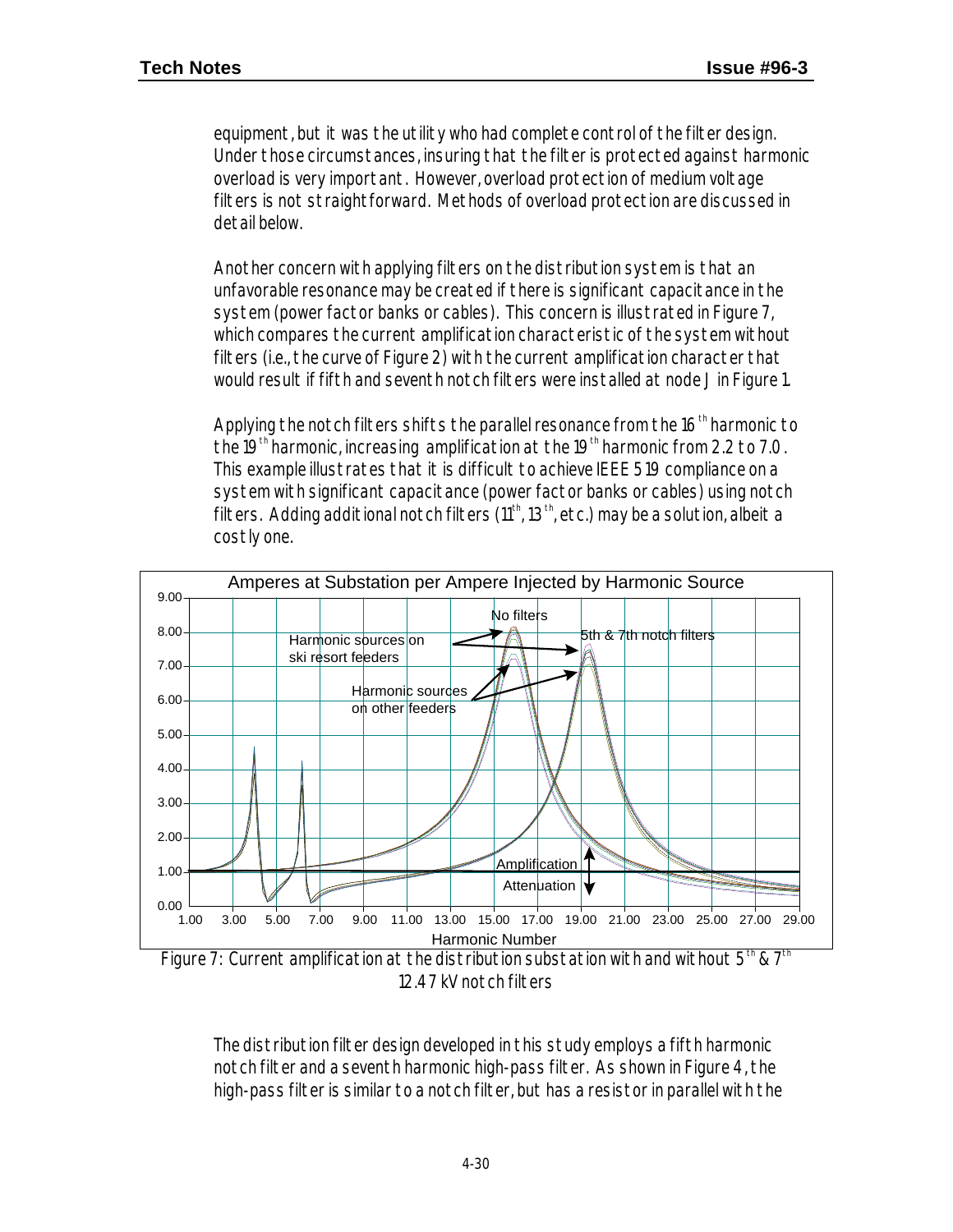equipment, but it was the utility who had complete control of the filter design. Under those circumstances, insuring that the filter is protected against harmonic overload is very important. However, overload protection of medium voltage filters is not straightforward. Methods of overload protection are discussed in detail below.

Another concern with applying filters on the distribution system is that an unfavorable resonance may be created if there is significant capacitance in the system (power factor banks or cables). This concern is illustrated in Figure 7, which compares the current amplification characteristic of the system without filters (i.e., the curve of Figure 2) with the current amplification character that would result if fifth and seventh notch filters were installed at node J in Figure 1.

Applying the notch filters shifts the parallel resonance from the 16$^{th}$ harmonic to the 19$^{th}$ harmonic, increasing amplification at the 19$^{th}$ harmonic from 2.2 to 7.0. This example illustrates that it is difficult to achieve IEEE 519 compliance on a system with significant capacitance (power factor banks or cables) using notch filters. Adding additional notch filters (11$^{th}$, 13$^{th}$, etc.) may be a solution, albeit a costly one.

Figure 7: Current amplification at the distribution substation with and without 5$^{th}$ & 7$^{th}$ 12.47 kV notch filters

The distribution filter design developed in this study employs a fifth harmonic notch filter and a seventh harmonic high-pass filter. As shown in Figure 4, the high-pass filter is similar to a notch filter, but has a resistor in parallel with the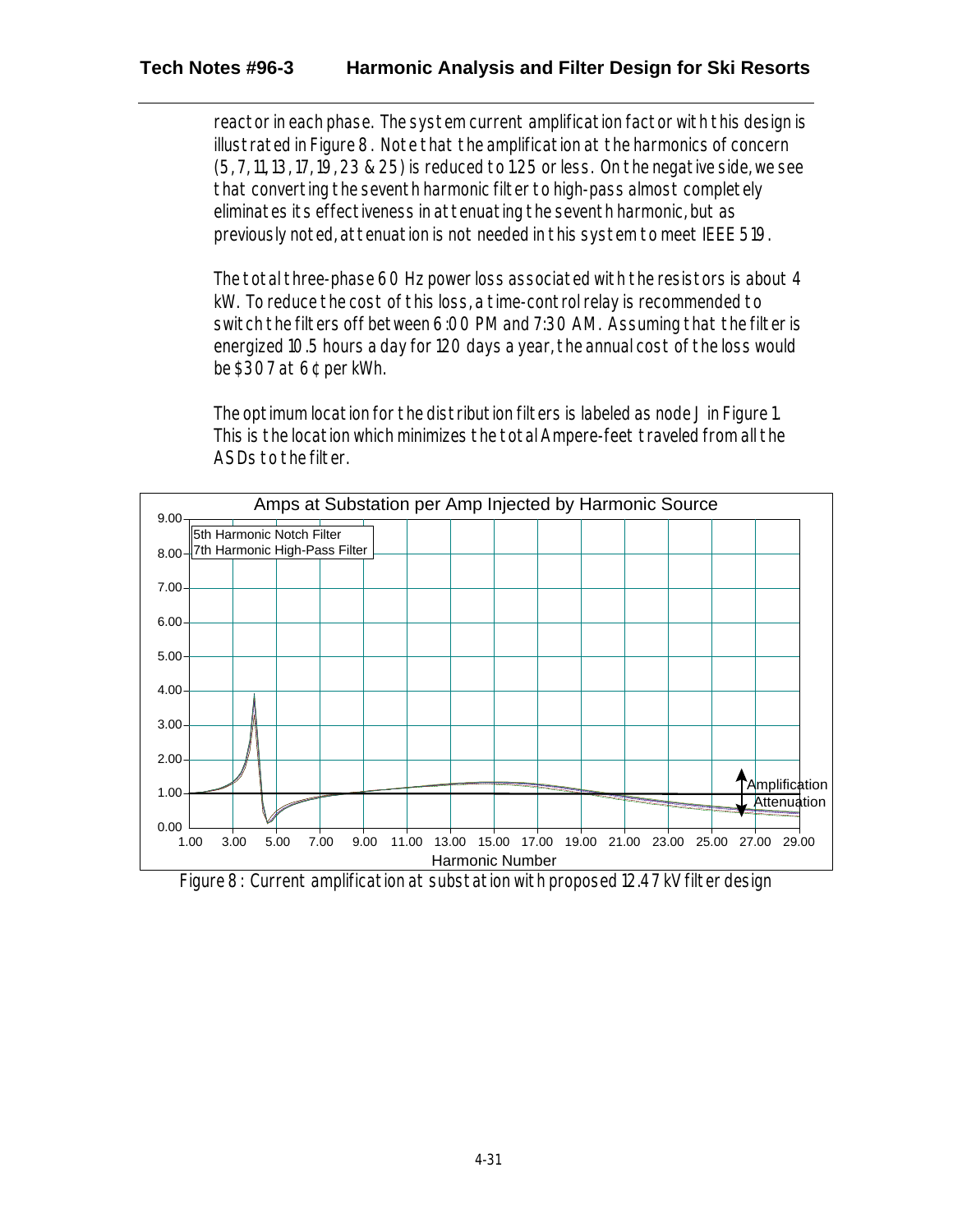reactor in each phase. The system current amplification factor with this design is illustrated in Figure 8. Note that the amplification at the harmonics of concern (5, 7, 11, 13, 17, 19, 23 & 25) is reduced to 1.25 or less. On the negative side, we see that converting the seventh harmonic filter to high-pass almost completely eliminates its effectiveness in attenuating the seventh harmonic, but as previously noted, attenuation is not needed in this system to meet IEEE 519.

The total three-phase 60 Hz power loss associated with the resistors is about 4 kW. To reduce the cost of this loss, a time-control relay is recommended to switch the filters off between 6:00 PM and 7:30 AM. Assuming that the filter is energized 10.5 hours a day for 120 days a year, the annual cost of the loss would be $307 at 6¢ per kWh.

The optimum location for the distribution filters is labeled as node J in Figure 1. This is the location which minimizes the total Ampere-feet traveled from all the ASDs to the filter.

Figure 8: Current amplification at substation with proposed 12.47 kV filter design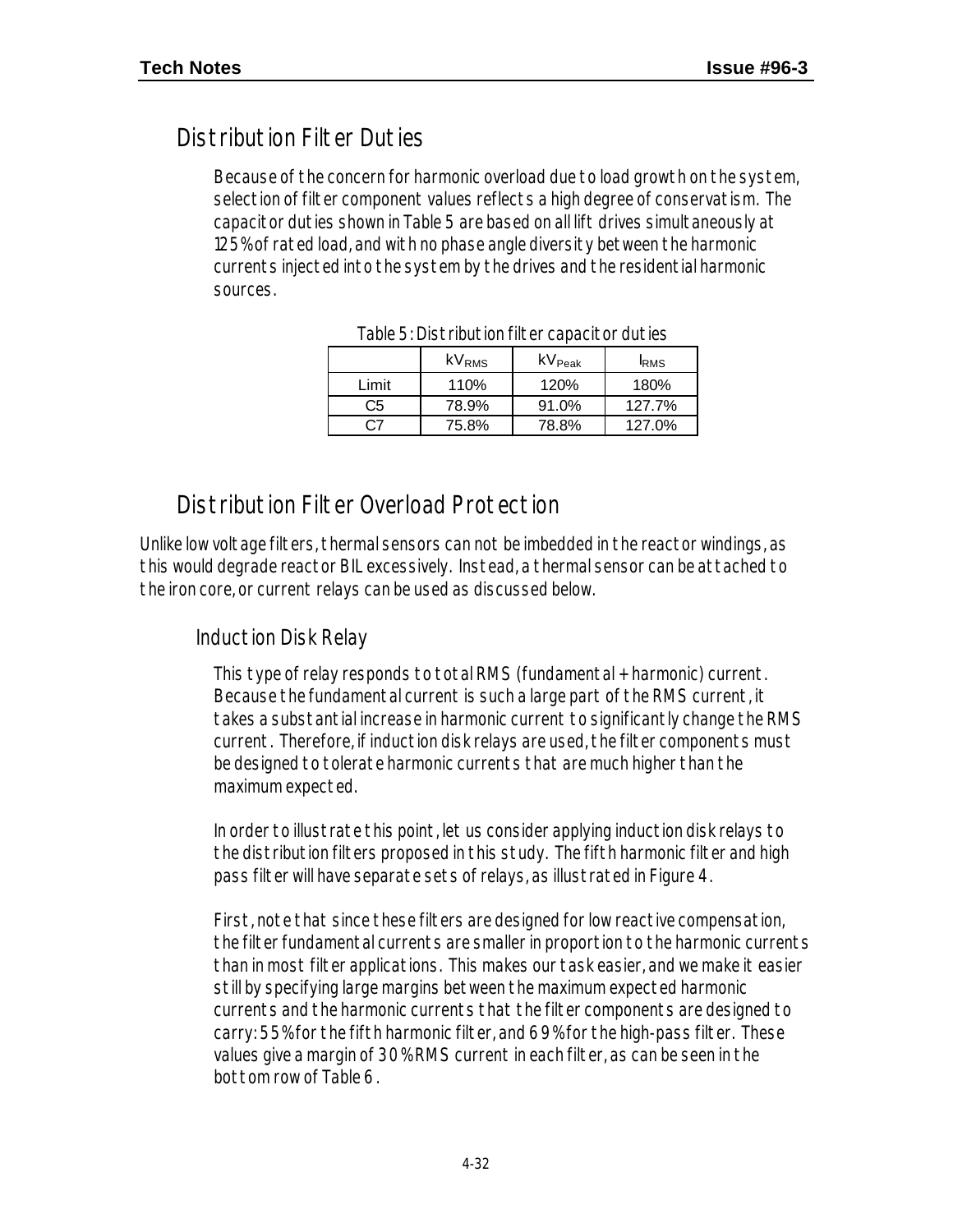## Distribution Filter Duties

Because of the concern for harmonic overload due to load growth on the system, selection of filter component values reflects a high degree of conservatism. The capacitor duties shown in Table 5 are based on all lift drives simultaneously at 125% of rated load, and with no phase angle diversity between the harmonic currents injected into the system by the drives and the residential harmonic sources.

Table 5: Distribution filter capacitor duties

| | $kV_{RMS}$ | $kV_{Peak}$ | $I_{RMS}$ |
|---|---|---|---|
| Limit | 110% | 120% | 180% |
| C5 | 78.9% | 91.0% | 127.7% |
| C7 | 75.8% | 78.8% | 127.0% |

## Distribution Filter Overload Protection

Unlike low voltage filters, thermal sensors can not be imbedded in the reactor windings, as this would degrade reactor BIL excessively. Instead, a thermal sensor can be attached to the iron core, or current relays can be used as discussed below.

### Induction Disk Relay

This type of relay responds to total RMS (fundamental + harmonic) current. Because the fundamental current is such a large part of the RMS current, it takes a substantial increase in harmonic current to significantly change the RMS current. Therefore, if induction disk relays are used, the filter components must be designed to tolerate harmonic currents that are much higher than the maximum expected.

In order to illustrate this point, let us consider applying induction disk relays to the distribution filters proposed in this study. The fifth harmonic filter and high pass filter will have separate sets of relays, as illustrated in Figure 4.

First, note that since these filters are designed for low reactive compensation, the filter fundamental currents are smaller in proportion to the harmonic currents than in most filter applications. This makes our task easier, and we make it easier still by specifying large margins between the maximum expected harmonic currents and the harmonic currents that the filter components are designed to carry: 55% for the fifth harmonic filter, and 69% for the high-pass filter. These values give a margin of 30% RMS current in each filter, as can be seen in the bottom row of Table 6.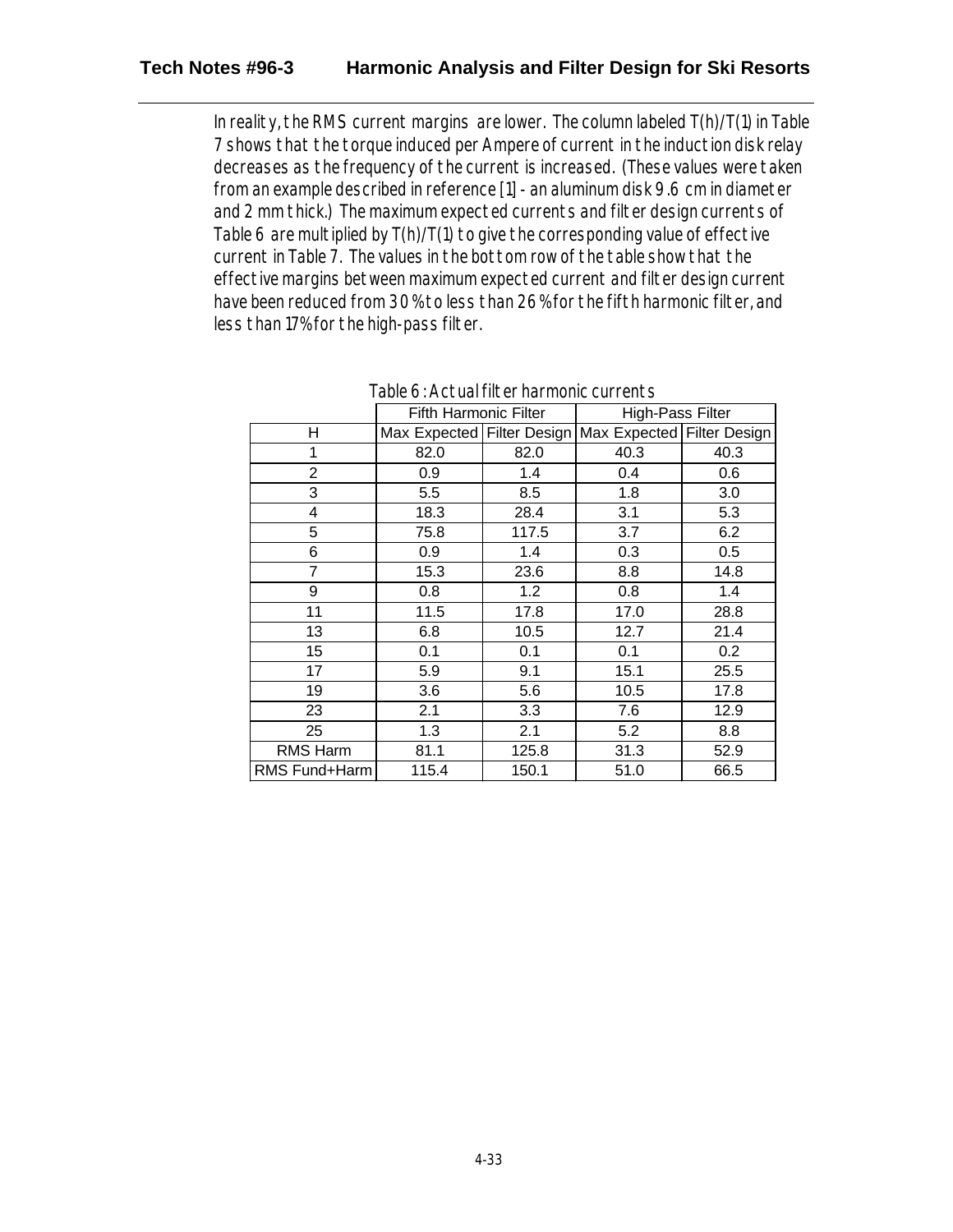In reality, the RMS current margins are lower. The column labeled T(h)/T(1) in Table 7 shows that the torque induced per Ampere of current in the induction disk relay decreases as the frequency of the current is increased. (These values were taken from an example described in reference [1] - an aluminum disk 9.6 cm in diameter and 2 mm thick.) The maximum expected currents and filter design currents of Table 6 are multiplied by T(h)/T(1) to give the corresponding value of effective current in Table 7. The values in the bottom row of the table show that the effective margins between maximum expected current and filter design current have been reduced from 30% to less than 26% for the fifth harmonic filter, and less than 17% for the high-pass filter.

Table 6: Actual filter harmonic currents

| | Fifth Harmonic Filter | | High-Pass Filter | |
|---|---|---|---|---|
| H | Max Expected | Filter Design | Max Expected | Filter Design |
| 1 | 82.0 | 82.0 | 40.3 | 40.3 |
| 2 | 0.9 | 1.4 | 0.4 | 0.6 |
| 3 | 5.5 | 8.5 | 1.8 | 3.0 |
| 4 | 18.3 | 28.4 | 3.1 | 5.3 |
| 5 | 75.8 | 117.5 | 3.7 | 6.2 |
| 6 | 0.9 | 1.4 | 0.3 | 0.5 |
| 7 | 15.3 | 23.6 | 8.8 | 14.8 |
| 9 | 0.8 | 1.2 | 0.8 | 1.4 |
| 11 | 11.5 | 17.8 | 17.0 | 28.8 |
| 13 | 6.8 | 10.5 | 12.7 | 21.4 |
| 15 | 0.1 | 0.1 | 0.1 | 0.2 |
| 17 | 5.9 | 9.1 | 15.1 | 25.5 |
| 19 | 3.6 | 5.6 | 10.5 | 17.8 |
| 23 | 2.1 | 3.3 | 7.6 | 12.9 |
| 25 | 1.3 | 2.1 | 5.2 | 8.8 |
| RMS Harm | 81.1 | 125.8 | 31.3 | 52.9 |
| RMS Fund+Harm | 115.4 | 150.1 | 51.0 | 66.5 |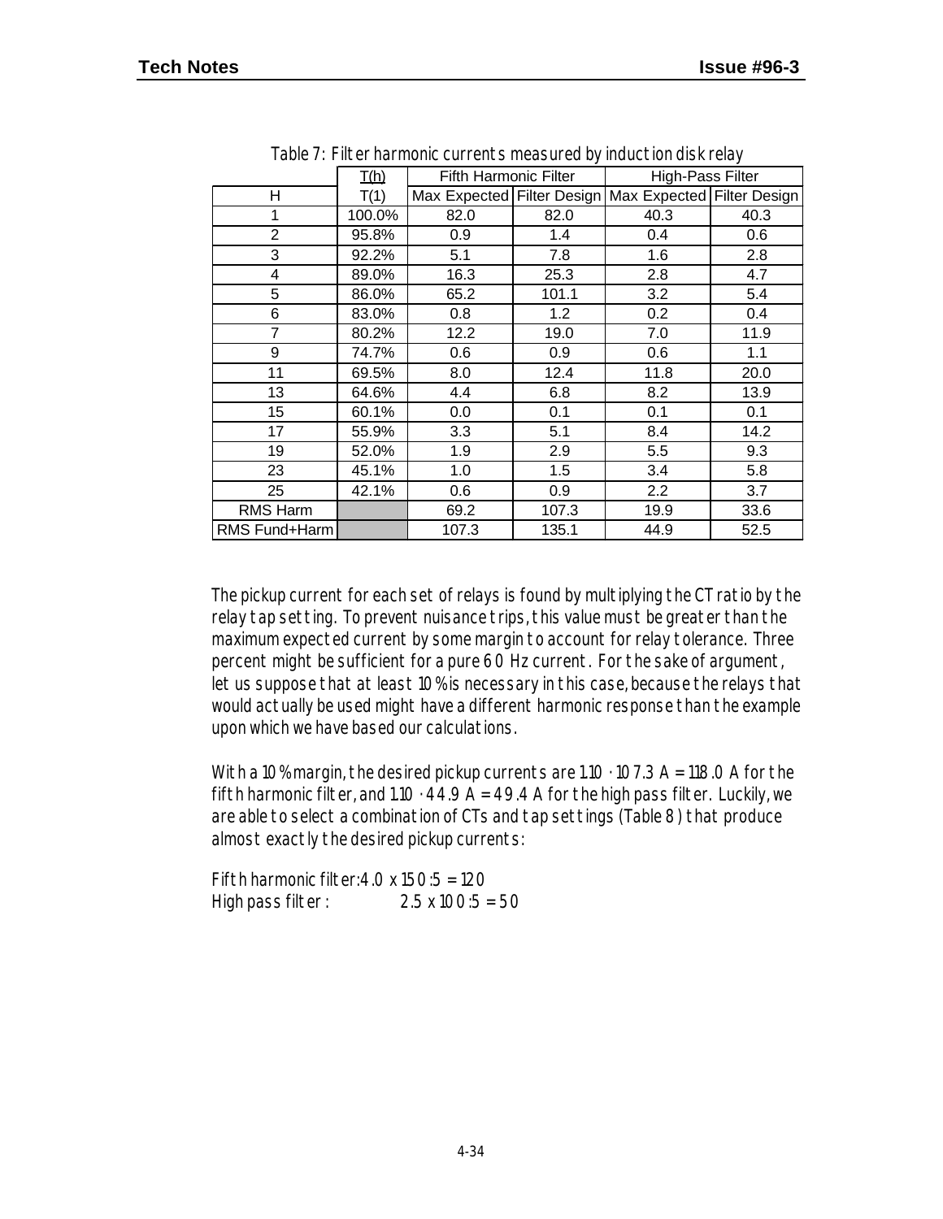Table 7: Filter harmonic currents measured by induction disk relay

| | T(h) | Fifth Harmonic Filter | | High-Pass Filter | |
|---|---|---|---|---|---|
| H | T(1) | Max Expected | Filter Design | Max Expected | Filter Design |
| 1 | 100.0% | 82.0 | 82.0 | 40.3 | 40.3 |
| 2 | 95.8% | 0.9 | 1.4 | 0.4 | 0.6 |
| 3 | 92.2% | 5.1 | 7.8 | 1.6 | 2.8 |
| 4 | 89.0% | 16.3 | 25.3 | 2.8 | 4.7 |
| 5 | 86.0% | 65.2 | 101.1 | 3.2 | 5.4 |
| 6 | 83.0% | 0.8 | 1.2 | 0.2 | 0.4 |
| 7 | 80.2% | 12.2 | 19.0 | 7.0 | 11.9 |
| 9 | 74.7% | 0.6 | 0.9 | 0.6 | 1.1 |
| 11 | 69.5% | 8.0 | 12.4 | 11.8 | 20.0 |
| 13 | 64.6% | 4.4 | 6.8 | 8.2 | 13.9 |
| 15 | 60.1% | 0.0 | 0.1 | 0.1 | 0.1 |
| 17 | 55.9% | 3.3 | 5.1 | 8.4 | 14.2 |
| 19 | 52.0% | 1.9 | 2.9 | 5.5 | 9.3 |
| 23 | 45.1% | 1.0 | 1.5 | 3.4 | 5.8 |
| 25 | 42.1% | 0.6 | 0.9 | 2.2 | 3.7 |
| RMS Harm | | 69.2 | 107.3 | 19.9 | 33.6 |
| RMS Fund+Harm | | 107.3 | 135.1 | 44.9 | 52.5 |

The pickup current for each set of relays is found by multiplying the CT ratio by the relay tap setting. To prevent nuisance trips, this value must be greater than the maximum expected current by some margin to account for relay tolerance. Three percent might be sufficient for a pure 60 Hz current. For the sake of argument, let us suppose that at least 10% is necessary in this case, because the relays that would actually be used might have a different harmonic response than the example upon which we have based our calculations.

With a 10% margin, the desired pickup currents are $1.10 \cdot 107.3$ A = 118.0 A for the fifth harmonic filter, and $1.10 \cdot 44.9$ A = 49.4 A for the high pass filter. Luckily, we are able to select a combination of CTs and tap settings (Table 8) that produce almost exactly the desired pickup currents:

Fifth harmonic filter: 4.0 x 150:5 = 120
High pass filter: 2.5 x 100:5 = 50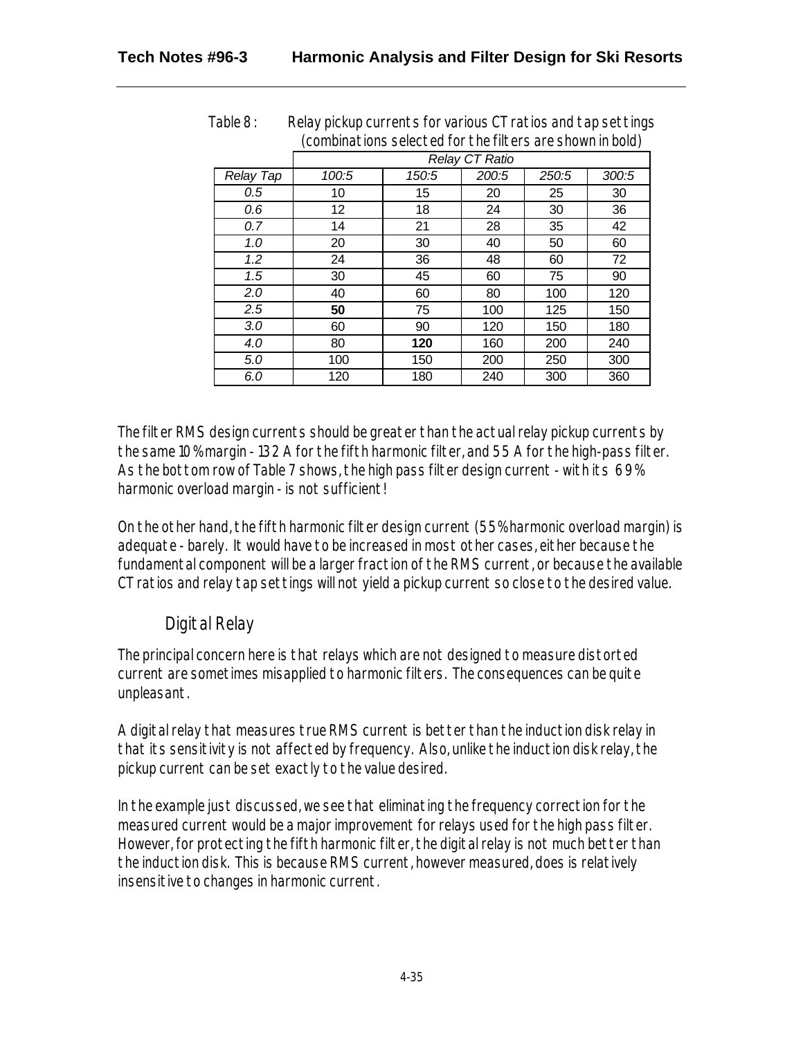Table 8 : Relay pickup currents for various CT ratios and tap settings (combinations selected for the filters are shown in bold)

| | Relay CT Ratio | | | | |
|---|---|---|---|---|---|
| *Relay Tap* | *100:5* | *150:5* | *200:5* | *250:5* | *300:5* |
| *0.5* | 10 | 15 | 20 | 25 | 30 |
| *0.6* | 12 | 18 | 24 | 30 | 36 |
| *0.7* | 14 | 21 | 28 | 35 | 42 |
| *1.0* | 20 | 30 | 40 | 50 | 60 |
| *1.2* | 24 | 36 | 48 | 60 | 72 |
| *1.5* | 30 | 45 | 60 | 75 | 90 |
| *2.0* | 40 | 60 | 80 | 100 | 120 |
| *2.5* | **50** | 75 | 100 | 125 | 150 |
| *3.0* | 60 | 90 | 120 | 150 | 180 |
| *4.0* | 80 | **120** | 160 | 200 | 240 |
| *5.0* | 100 | 150 | 200 | 250 | 300 |
| *6.0* | 120 | 180 | 240 | 300 | 360 |

The filter RMS design currents should be greater than the actual relay pickup currents by the same 10% margin - 132 A for the fifth harmonic filter, and 55 A for the high-pass filter. As the bottom row of Table 7 shows, the high pass filter design current - with its 69% harmonic overload margin - is not sufficient!

On the other hand, the fifth harmonic filter design current (55% harmonic overload margin) is adequate - barely. It would have to be increased in most other cases, either because the fundamental component will be a larger fraction of the RMS current, or because the available CT ratios and relay tap settings will not yield a pickup current so close to the desired value.

## Digital Relay

The principal concern here is that relays which are not designed to measure distorted current are sometimes misapplied to harmonic filters. The consequences can be quite unpleasant.

A digital relay that measures true RMS current is better than the induction disk relay in that its sensitivity is not affected by frequency. Also, unlike the induction disk relay, the pickup current can be set exactly to the value desired.

In the example just discussed, we see that eliminating the frequency correction for the measured current would be a major improvement for relays used for the high pass filter. However, for protecting the fifth harmonic filter, the digital relay is not much better than the induction disk. This is because RMS current, however measured, does is relatively insensitive to changes in harmonic current.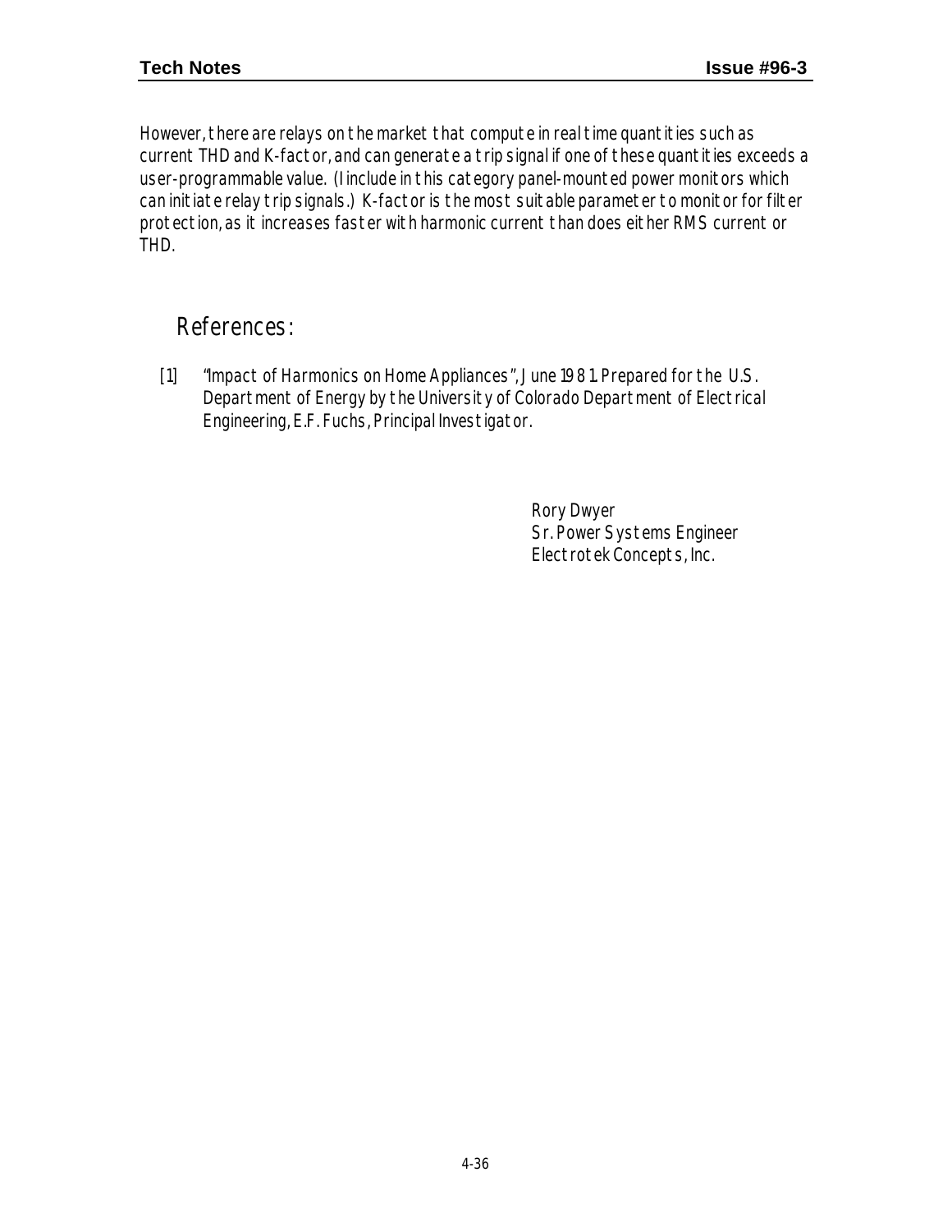However, there are relays on the market that compute in real time quantities such as current THD and K-factor, and can generate a trip signal if one of these quantities exceeds a user-programmable value. (I include in this category panel-mounted power monitors which can initiate relay trip signals.) K-factor is the most suitable parameter to monitor for filter protection, as it increases faster with harmonic current than does either RMS current or THD.

## References:

[1] "Impact of Harmonics on Home Appliances", June 1981. Prepared for the U.S. Department of Energy by the University of Colorado Department of Electrical Engineering, E.F. Fuchs, Principal Investigator.

Rory Dwyer
Sr. Power Systems Engineer
Electrotek Concepts, Inc.